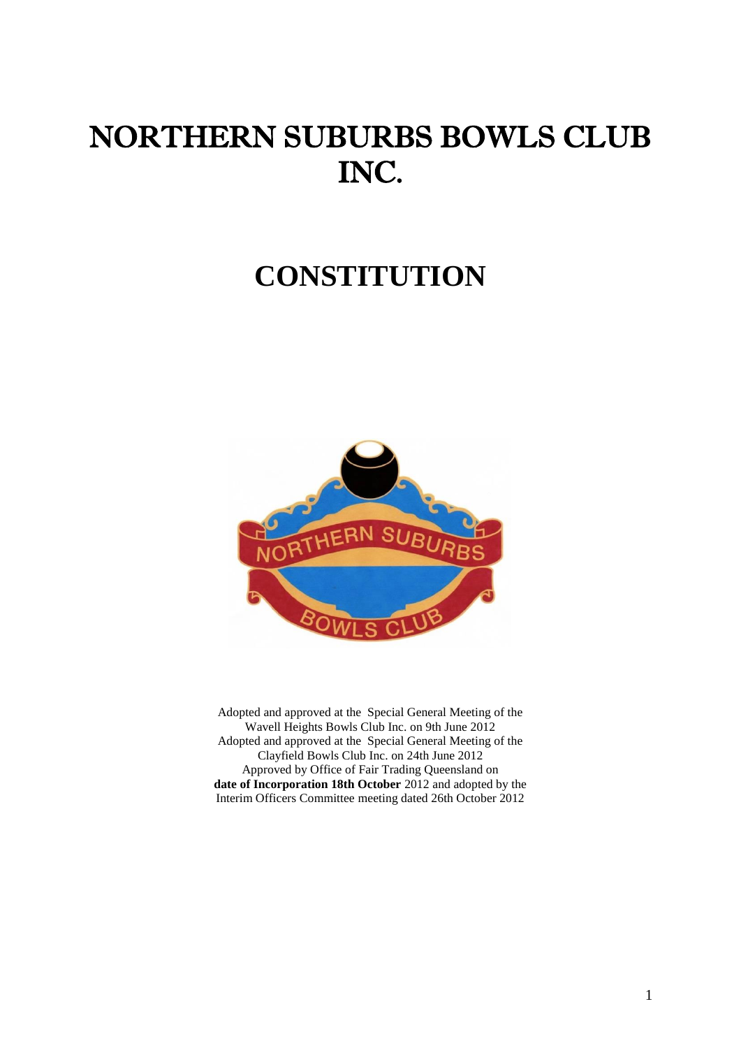# NORTHERN SUBURBS BOWLS CLUB INC.

# CONSTITUTION

Adopted and approved at the Special General Meeting of the Wavell Heights Bowls Club Inc. on 9th June 2012
Adopted and approved at the Special General Meeting of the Clayfield Bowls Club Inc. on 24th June 2012
Approved by Office of Fair Trading Queensland on **date of Incorporation 18th October** 2012 and adopted by the Interim Officers Committee meeting dated 26th October 2012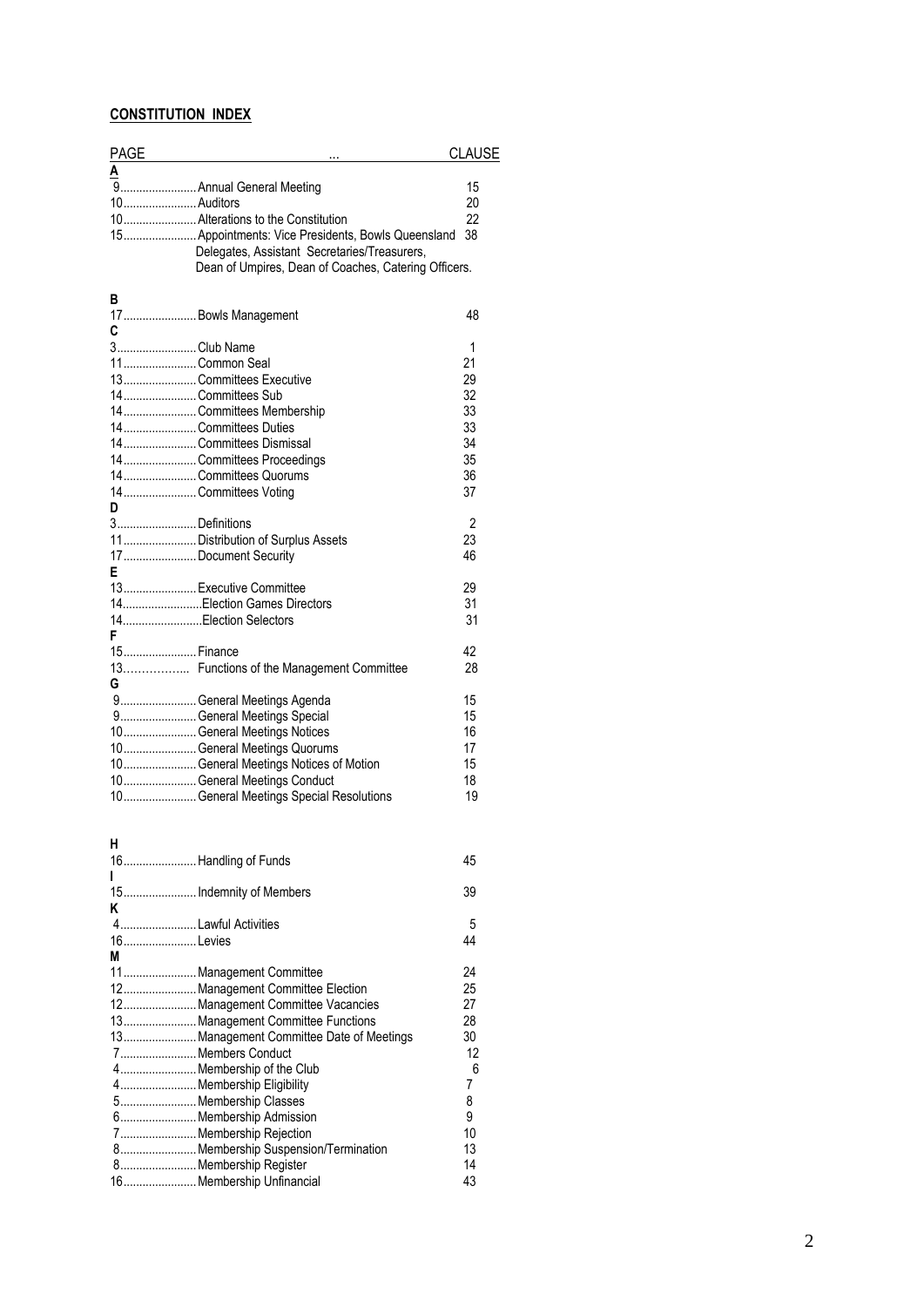**CONSTITUTION INDEX**

| PAGE | ... | CLAUSE |
|---|---|---|
| **A** | | |
| 9 | Annual General Meeting | 15 |
| 10 | Auditors | 20 |
| 10 | Alterations to the Constitution | 22 |
| 15 | Appointments: Vice Presidents, Bowls Queensland Delegates, Assistant Secretaries/Treasurers, Dean of Umpires, Dean of Coaches, Catering Officers. | 38 |
| **B** | | |
| 17 | Bowls Management | 48 |
| **C** | | |
| 3 | Club Name | 1 |
| 11 | Common Seal | 21 |
| 13 | Committees Executive | 29 |
| 14 | Committees Sub | 32 |
| 14 | Committees Membership | 33 |
| 14 | Committees Duties | 33 |
| 14 | Committees Dismissal | 34 |
| 14 | Committees Proceedings | 35 |
| 14 | Committees Quorums | 36 |
| 14 | Committees Voting | 37 |
| **D** | | |
| 3 | Definitions | 2 |
| 11 | Distribution of Surplus Assets | 23 |
| 17 | Document Security | 46 |
| **E** | | |
| 13 | Executive Committee | 29 |
| 14 | Election Games Directors | 31 |
| 14 | Election Selectors | 31 |
| **F** | | |
| 15 | Finance | 42 |
| 13 | Functions of the Management Committee | 28 |
| **G** | | |
| 9 | General Meetings Agenda | 15 |
| 9 | General Meetings Special | 15 |
| 10 | General Meetings Notices | 16 |
| 10 | General Meetings Quorums | 17 |
| 10 | General Meetings Notices of Motion | 15 |
| 10 | General Meetings Conduct | 18 |
| 10 | General Meetings Special Resolutions | 19 |
| **H** | | |
| 16 | Handling of Funds | 45 |
| **I** | | |
| 15 | Indemnity of Members | 39 |
| **K** | | |
| 4 | Lawful Activities | 5 |
| 16 | Levies | 44 |
| **M** | | |
| 11 | Management Committee | 24 |
| 12 | Management Committee Election | 25 |
| 12 | Management Committee Vacancies | 27 |
| 13 | Management Committee Functions | 28 |
| 13 | Management Committee Date of Meetings | 30 |
| 7 | Members Conduct | 12 |
| 4 | Membership of the Club | 6 |
| 4 | Membership Eligibility | 7 |
| 5 | Membership Classes | 8 |
| 6 | Membership Admission | 9 |
| 7 | Membership Rejection | 10 |
| 8 | Membership Suspension/Termination | 13 |
| 8 | Membership Register | 14 |
| 16 | Membership Unfinancial | 43 |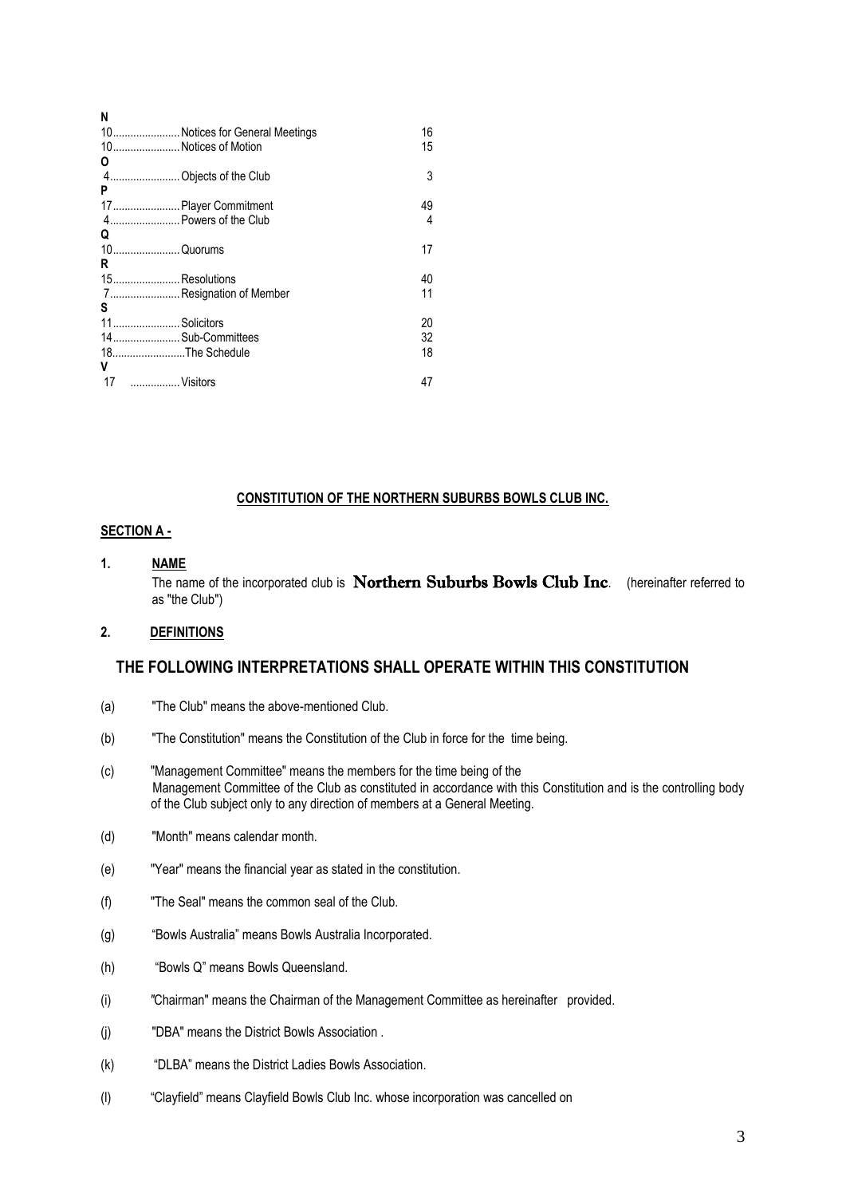| | | |
|---|---|---|
| **N** | | |
| 10 | Notices for General Meetings | 16 |
| 10 | Notices of Motion | 15 |
| **O** | | |
| 4 | Objects of the Club | 3 |
| **P** | | |
| 17 | Player Commitment | 49 |
| 4 | Powers of the Club | 4 |
| **Q** | | |
| 10 | Quorums | 17 |
| **R** | | |
| 15 | Resolutions | 40 |
| 7 | Resignation of Member | 11 |
| **S** | | |
| 11 | Solicitors | 20 |
| 14 | Sub-Committees | 32 |
| 18 | The Schedule | 18 |
| **V** | | |
| 17 | Visitors | 47 |

**CONSTITUTION OF THE NORTHERN SUBURBS BOWLS CLUB INC.**

**SECTION A -**

**1. NAME**

The name of the incorporated club is **Northern Suburbs Bowls Club Inc**. (hereinafter referred to as "the Club")

**2. DEFINITIONS**

## THE FOLLOWING INTERPRETATIONS SHALL OPERATE WITHIN THIS CONSTITUTION

(a) "The Club" means the above-mentioned Club.

(b) "The Constitution" means the Constitution of the Club in force for the time being.

(c) "Management Committee" means the members for the time being of the Management Committee of the Club as constituted in accordance with this Constitution and is the controlling body of the Club subject only to any direction of members at a General Meeting.

(d) "Month" means calendar month.

(e) "Year" means the financial year as stated in the constitution.

(f) "The Seal" means the common seal of the Club.

(g) "Bowls Australia" means Bowls Australia Incorporated.

(h) "Bowls Q" means Bowls Queensland.

(i) "Chairman" means the Chairman of the Management Committee as hereinafter provided.

(j) "DBA" means the District Bowls Association .

(k) "DLBA" means the District Ladies Bowls Association.

(l) "Clayfield" means Clayfield Bowls Club Inc. whose incorporation was cancelled on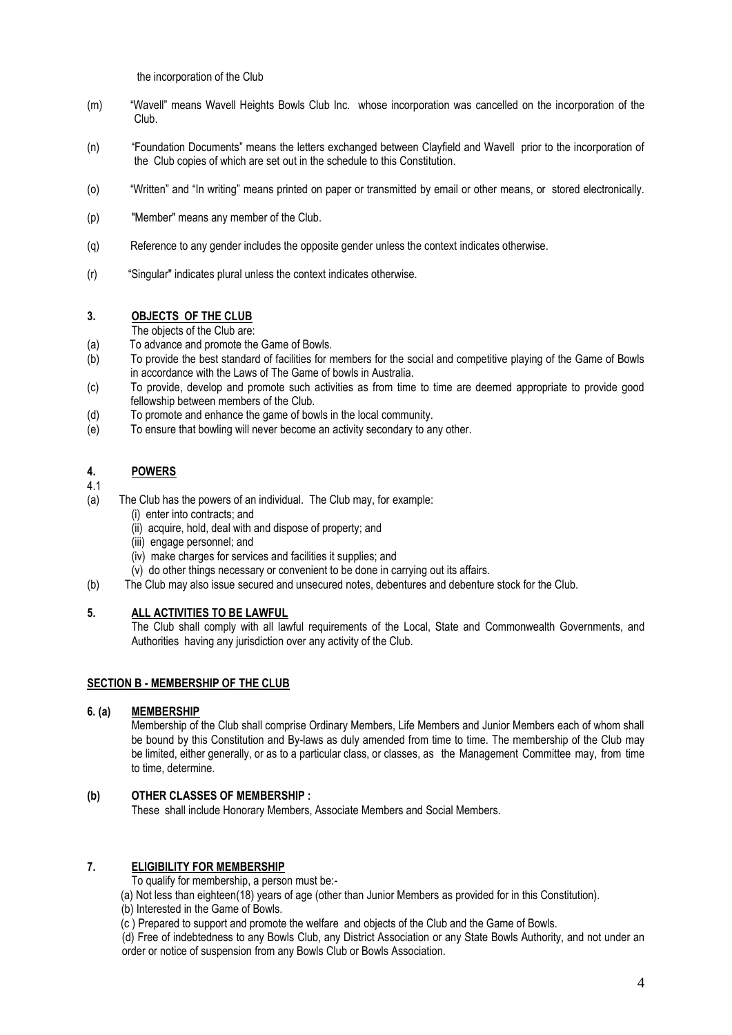the incorporation of the Club

(m) "Wavell" means Wavell Heights Bowls Club Inc. whose incorporation was cancelled on the incorporation of the Club.

(n) "Foundation Documents" means the letters exchanged between Clayfield and Wavell prior to the incorporation of the Club copies of which are set out in the schedule to this Constitution.

(o) "Written" and "In writing" means printed on paper or transmitted by email or other means, or stored electronically.

(p) "Member" means any member of the Club.

(q) Reference to any gender includes the opposite gender unless the context indicates otherwise.

(r) "Singular" indicates plural unless the context indicates otherwise.

## 3. <u>OBJECTS OF THE CLUB</u>

The objects of the Club are:

(a) To advance and promote the Game of Bowls.

(b) To provide the best standard of facilities for members for the social and competitive playing of the Game of Bowls in accordance with the Laws of The Game of bowls in Australia.

(c) To provide, develop and promote such activities as from time to time are deemed appropriate to provide good fellowship between members of the Club.

(d) To promote and enhance the game of bowls in the local community.

(e) To ensure that bowling will never become an activity secondary to any other.

## 4. <u>POWERS</u>

4.1

(a) The Club has the powers of an individual. The Club may, for example:
   - (i) enter into contracts; and
   - (ii) acquire, hold, deal with and dispose of property; and
   - (iii) engage personnel; and
   - (iv) make charges for services and facilities it supplies; and
   - (v) do other things necessary or convenient to be done in carrying out its affairs.

(b) The Club may also issue secured and unsecured notes, debentures and debenture stock for the Club.

## 5. <u>ALL ACTIVITIES TO BE LAWFUL</u>

The Club shall comply with all lawful requirements of the Local, State and Commonwealth Governments, and Authorities having any jurisdiction over any activity of the Club.

## <u>SECTION B - MEMBERSHIP OF THE CLUB</u>

### 6. (a) <u>MEMBERSHIP</u>

Membership of the Club shall comprise Ordinary Members, Life Members and Junior Members each of whom shall be bound by this Constitution and By-laws as duly amended from time to time. The membership of the Club may be limited, either generally, or as to a particular class, or classes, as the Management Committee may, from time to time, determine.

### (b) OTHER CLASSES OF MEMBERSHIP :

These shall include Honorary Members, Associate Members and Social Members.

## 7. <u>ELIGIBILITY FOR MEMBERSHIP</u>

To qualify for membership, a person must be:-

(a) Not less than eighteen(18) years of age (other than Junior Members as provided for in this Constitution).

(b) Interested in the Game of Bowls.

(c ) Prepared to support and promote the welfare and objects of the Club and the Game of Bowls.

(d) Free of indebtedness to any Bowls Club, any District Association or any State Bowls Authority, and not under an order or notice of suspension from any Bowls Club or Bowls Association.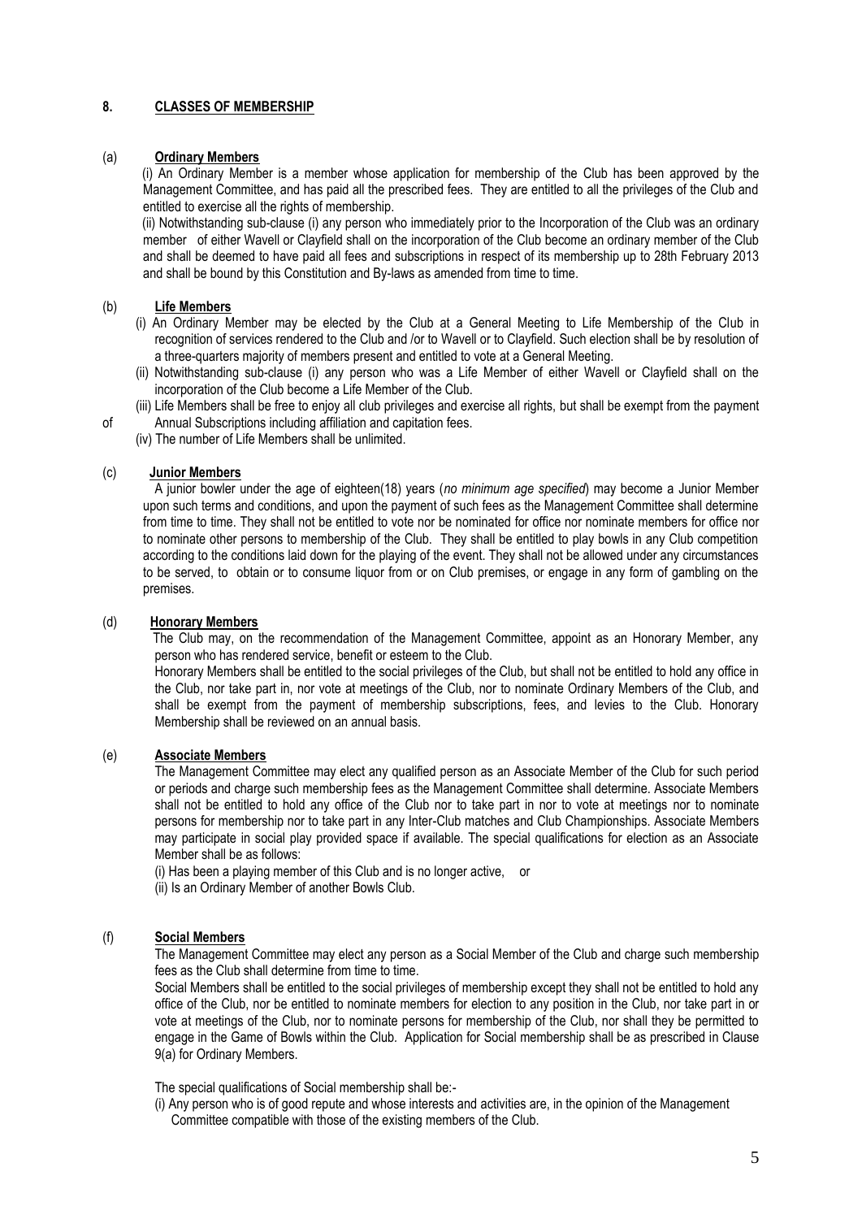## 8. CLASSES OF MEMBERSHIP

### (a) Ordinary Members

(i) An Ordinary Member is a member whose application for membership of the Club has been approved by the Management Committee, and has paid all the prescribed fees. They are entitled to all the privileges of the Club and entitled to exercise all the rights of membership.

(ii) Notwithstanding sub-clause (i) any person who immediately prior to the Incorporation of the Club was an ordinary member of either Wavell or Clayfield shall on the incorporation of the Club become an ordinary member of the Club and shall be deemed to have paid all fees and subscriptions in respect of its membership up to 28th February 2013 and shall be bound by this Constitution and By-laws as amended from time to time.

### (b) Life Members

(i) An Ordinary Member may be elected by the Club at a General Meeting to Life Membership of the Club in recognition of services rendered to the Club and /or to Wavell or to Clayfield. Such election shall be by resolution of a three-quarters majority of members present and entitled to vote at a General Meeting.

(ii) Notwithstanding sub-clause (i) any person who was a Life Member of either Wavell or Clayfield shall on the incorporation of the Club become a Life Member of the Club.

(iii) Life Members shall be free to enjoy all club privileges and exercise all rights, but shall be exempt from the payment of Annual Subscriptions including affiliation and capitation fees.

(iv) The number of Life Members shall be unlimited.

### (c) Junior Members

A junior bowler under the age of eighteen(18) years (*no minimum age specified*) may become a Junior Member upon such terms and conditions, and upon the payment of such fees as the Management Committee shall determine from time to time. They shall not be entitled to vote nor be nominated for office nor nominate members for office nor to nominate other persons to membership of the Club. They shall be entitled to play bowls in any Club competition according to the conditions laid down for the playing of the event. They shall not be allowed under any circumstances to be served, to obtain or to consume liquor from or on Club premises, or engage in any form of gambling on the premises.

### (d) Honorary Members

The Club may, on the recommendation of the Management Committee, appoint as an Honorary Member, any person who has rendered service, benefit or esteem to the Club.

Honorary Members shall be entitled to the social privileges of the Club, but shall not be entitled to hold any office in the Club, nor take part in, nor vote at meetings of the Club, nor to nominate Ordinary Members of the Club, and shall be exempt from the payment of membership subscriptions, fees, and levies to the Club. Honorary Membership shall be reviewed on an annual basis.

### (e) Associate Members

The Management Committee may elect any qualified person as an Associate Member of the Club for such period or periods and charge such membership fees as the Management Committee shall determine. Associate Members shall not be entitled to hold any office of the Club nor to take part in nor to vote at meetings nor to nominate persons for membership nor to take part in any Inter-Club matches and Club Championships. Associate Members may participate in social play provided space if available. The special qualifications for election as an Associate Member shall be as follows:

(i) Has been a playing member of this Club and is no longer active, or

(ii) Is an Ordinary Member of another Bowls Club.

### (f) Social Members

The Management Committee may elect any person as a Social Member of the Club and charge such membership fees as the Club shall determine from time to time.

Social Members shall be entitled to the social privileges of membership except they shall not be entitled to hold any office of the Club, nor be entitled to nominate members for election to any position in the Club, nor take part in or vote at meetings of the Club, nor to nominate persons for membership of the Club, nor shall they be permitted to engage in the Game of Bowls within the Club. Application for Social membership shall be as prescribed in Clause 9(a) for Ordinary Members.

The special qualifications of Social membership shall be:-

(i) Any person who is of good repute and whose interests and activities are, in the opinion of the Management Committee compatible with those of the existing members of the Club.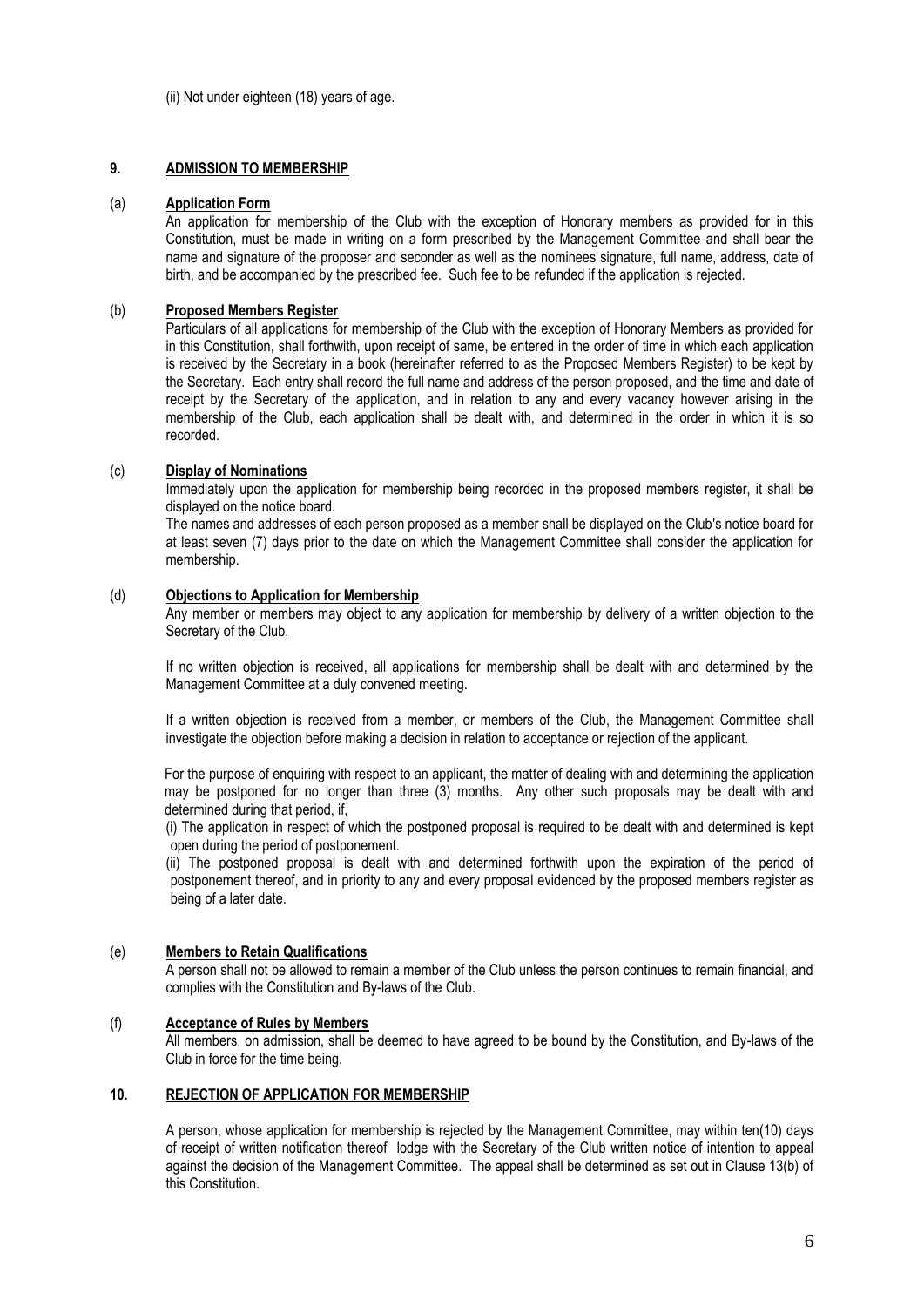(ii) Not under eighteen (18) years of age.

## 9. ADMISSION TO MEMBERSHIP

### (a) Application Form

An application for membership of the Club with the exception of Honorary members as provided for in this Constitution, must be made in writing on a form prescribed by the Management Committee and shall bear the name and signature of the proposer and seconder as well as the nominees signature, full name, address, date of birth, and be accompanied by the prescribed fee. Such fee to be refunded if the application is rejected.

### (b) Proposed Members Register

Particulars of all applications for membership of the Club with the exception of Honorary Members as provided for in this Constitution, shall forthwith, upon receipt of same, be entered in the order of time in which each application is received by the Secretary in a book (hereinafter referred to as the Proposed Members Register) to be kept by the Secretary. Each entry shall record the full name and address of the person proposed, and the time and date of receipt by the Secretary of the application, and in relation to any and every vacancy however arising in the membership of the Club, each application shall be dealt with, and determined in the order in which it is so recorded.

### (c) Display of Nominations

Immediately upon the application for membership being recorded in the proposed members register, it shall be displayed on the notice board.

The names and addresses of each person proposed as a member shall be displayed on the Club's notice board for at least seven (7) days prior to the date on which the Management Committee shall consider the application for membership.

### (d) Objections to Application for Membership

Any member or members may object to any application for membership by delivery of a written objection to the Secretary of the Club.

If no written objection is received, all applications for membership shall be dealt with and determined by the Management Committee at a duly convened meeting.

If a written objection is received from a member, or members of the Club, the Management Committee shall investigate the objection before making a decision in relation to acceptance or rejection of the applicant.

For the purpose of enquiring with respect to an applicant, the matter of dealing with and determining the application may be postponed for no longer than three (3) months. Any other such proposals may be dealt with and determined during that period, if,

(i) The application in respect of which the postponed proposal is required to be dealt with and determined is kept open during the period of postponement.

(ii) The postponed proposal is dealt with and determined forthwith upon the expiration of the period of postponement thereof, and in priority to any and every proposal evidenced by the proposed members register as being of a later date.

### (e) Members to Retain Qualifications

A person shall not be allowed to remain a member of the Club unless the person continues to remain financial, and complies with the Constitution and By-laws of the Club.

### (f) Acceptance of Rules by Members

All members, on admission, shall be deemed to have agreed to be bound by the Constitution, and By-laws of the Club in force for the time being.

## 10. REJECTION OF APPLICATION FOR MEMBERSHIP

A person, whose application for membership is rejected by the Management Committee, may within ten(10) days of receipt of written notification thereof lodge with the Secretary of the Club written notice of intention to appeal against the decision of the Management Committee. The appeal shall be determined as set out in Clause 13(b) of this Constitution.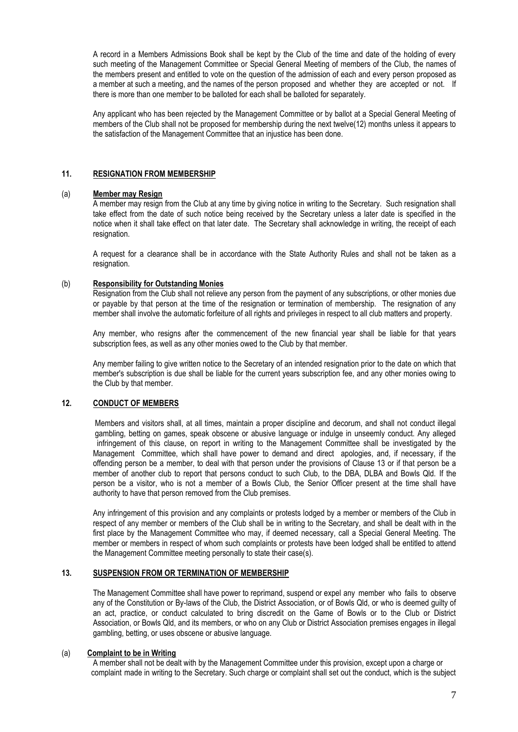A record in a Members Admissions Book shall be kept by the Club of the time and date of the holding of every such meeting of the Management Committee or Special General Meeting of members of the Club, the names of the members present and entitled to vote on the question of the admission of each and every person proposed as a member at such a meeting, and the names of the person proposed and whether they are accepted or not. If there is more than one member to be balloted for each shall be balloted for separately.

Any applicant who has been rejected by the Management Committee or by ballot at a Special General Meeting of members of the Club shall not be proposed for membership during the next twelve(12) months unless it appears to the satisfaction of the Management Committee that an injustice has been done.

## 11. RESIGNATION FROM MEMBERSHIP

### (a) Member may Resign

A member may resign from the Club at any time by giving notice in writing to the Secretary. Such resignation shall take effect from the date of such notice being received by the Secretary unless a later date is specified in the notice when it shall take effect on that later date. The Secretary shall acknowledge in writing, the receipt of each resignation.

A request for a clearance shall be in accordance with the State Authority Rules and shall not be taken as a resignation.

### (b) Responsibility for Outstanding Monies

Resignation from the Club shall not relieve any person from the payment of any subscriptions, or other monies due or payable by that person at the time of the resignation or termination of membership. The resignation of any member shall involve the automatic forfeiture of all rights and privileges in respect to all club matters and property.

Any member, who resigns after the commencement of the new financial year shall be liable for that years subscription fees, as well as any other monies owed to the Club by that member.

Any member failing to give written notice to the Secretary of an intended resignation prior to the date on which that member's subscription is due shall be liable for the current years subscription fee, and any other monies owing to the Club by that member.

## 12. CONDUCT OF MEMBERS

Members and visitors shall, at all times, maintain a proper discipline and decorum, and shall not conduct illegal gambling, betting on games, speak obscene or abusive language or indulge in unseemly conduct. Any alleged infringement of this clause, on report in writing to the Management Committee shall be investigated by the Management Committee, which shall have power to demand and direct apologies, and, if necessary, if the offending person be a member, to deal with that person under the provisions of Clause 13 or if that person be a member of another club to report that persons conduct to such Club, to the DBA, DLBA and Bowls Qld. If the person be a visitor, who is not a member of a Bowls Club, the Senior Officer present at the time shall have authority to have that person removed from the Club premises.

Any infringement of this provision and any complaints or protests lodged by a member or members of the Club in respect of any member or members of the Club shall be in writing to the Secretary, and shall be dealt with in the first place by the Management Committee who may, if deemed necessary, call a Special General Meeting. The member or members in respect of whom such complaints or protests have been lodged shall be entitled to attend the Management Committee meeting personally to state their case(s).

## 13. SUSPENSION FROM OR TERMINATION OF MEMBERSHIP

The Management Committee shall have power to reprimand, suspend or expel any member who fails to observe any of the Constitution or By-laws of the Club, the District Association, or of Bowls Qld, or who is deemed guilty of an act, practice, or conduct calculated to bring discredit on the Game of Bowls or to the Club or District Association, or Bowls Qld, and its members, or who on any Club or District Association premises engages in illegal gambling, betting, or uses obscene or abusive language.

### (a) Complaint to be in Writing

A member shall not be dealt with by the Management Committee under this provision, except upon a charge or complaint made in writing to the Secretary. Such charge or complaint shall set out the conduct, which is the subject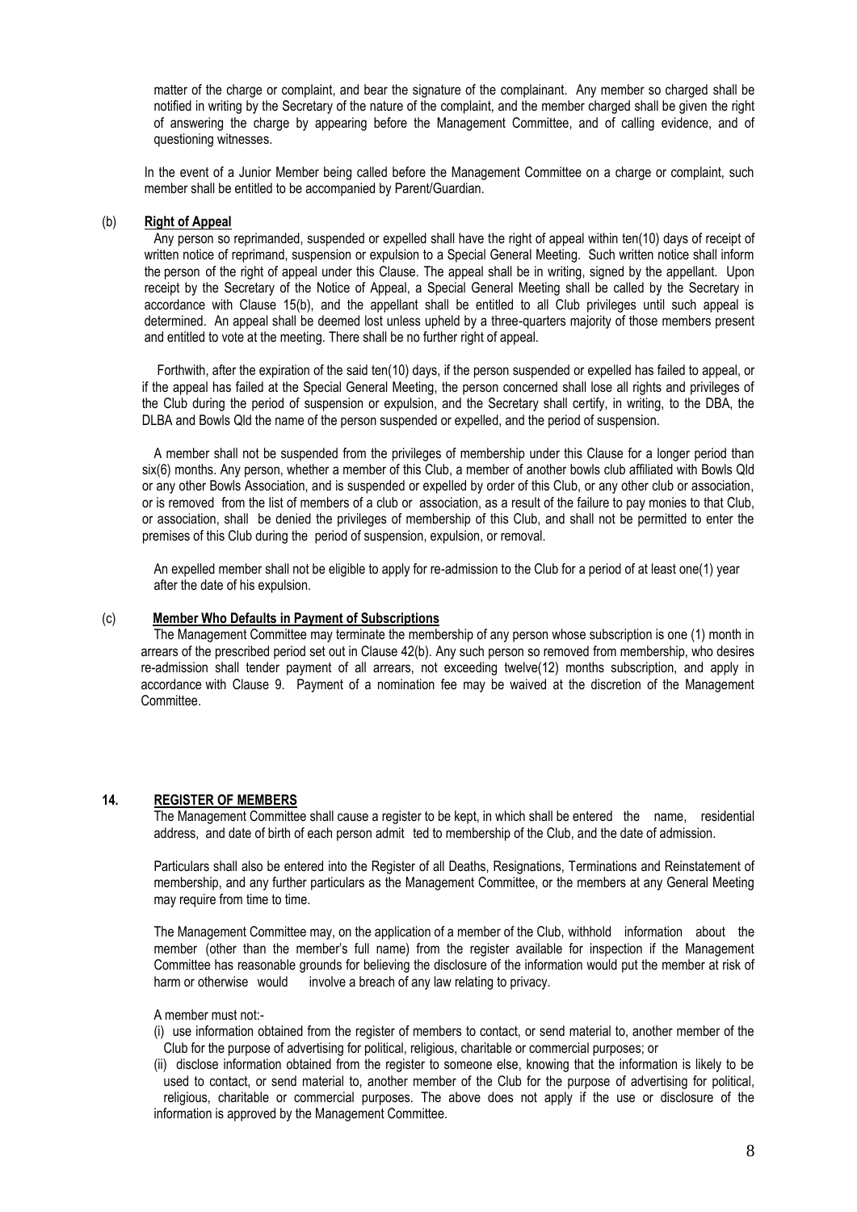matter of the charge or complaint, and bear the signature of the complainant. Any member so charged shall be notified in writing by the Secretary of the nature of the complaint, and the member charged shall be given the right of answering the charge by appearing before the Management Committee, and of calling evidence, and of questioning witnesses.

In the event of a Junior Member being called before the Management Committee on a charge or complaint, such member shall be entitled to be accompanied by Parent/Guardian.

(b) **Right of Appeal**

Any person so reprimanded, suspended or expelled shall have the right of appeal within ten(10) days of receipt of written notice of reprimand, suspension or expulsion to a Special General Meeting. Such written notice shall inform the person of the right of appeal under this Clause. The appeal shall be in writing, signed by the appellant. Upon receipt by the Secretary of the Notice of Appeal, a Special General Meeting shall be called by the Secretary in accordance with Clause 15(b), and the appellant shall be entitled to all Club privileges until such appeal is determined. An appeal shall be deemed lost unless upheld by a three-quarters majority of those members present and entitled to vote at the meeting. There shall be no further right of appeal.

Forthwith, after the expiration of the said ten(10) days, if the person suspended or expelled has failed to appeal, or if the appeal has failed at the Special General Meeting, the person concerned shall lose all rights and privileges of the Club during the period of suspension or expulsion, and the Secretary shall certify, in writing, to the DBA, the DLBA and Bowls Qld the name of the person suspended or expelled, and the period of suspension.

A member shall not be suspended from the privileges of membership under this Clause for a longer period than six(6) months. Any person, whether a member of this Club, a member of another bowls club affiliated with Bowls Qld or any other Bowls Association, and is suspended or expelled by order of this Club, or any other club or association, or is removed from the list of members of a club or association, as a result of the failure to pay monies to that Club, or association, shall be denied the privileges of membership of this Club, and shall not be permitted to enter the premises of this Club during the period of suspension, expulsion, or removal.

An expelled member shall not be eligible to apply for re-admission to the Club for a period of at least one(1) year after the date of his expulsion.

(c) **Member Who Defaults in Payment of Subscriptions**

The Management Committee may terminate the membership of any person whose subscription is one (1) month in arrears of the prescribed period set out in Clause 42(b). Any such person so removed from membership, who desires re-admission shall tender payment of all arrears, not exceeding twelve(12) months subscription, and apply in accordance with Clause 9. Payment of a nomination fee may be waived at the discretion of the Management Committee.

### 14. REGISTER OF MEMBERS

The Management Committee shall cause a register to be kept, in which shall be entered the name, residential address, and date of birth of each person admit ted to membership of the Club, and the date of admission.

Particulars shall also be entered into the Register of all Deaths, Resignations, Terminations and Reinstatement of membership, and any further particulars as the Management Committee, or the members at any General Meeting may require from time to time.

The Management Committee may, on the application of a member of the Club, withhold information about the member (other than the member's full name) from the register available for inspection if the Management Committee has reasonable grounds for believing the disclosure of the information would put the member at risk of harm or otherwise would involve a breach of any law relating to privacy.

A member must not:-

(i) use information obtained from the register of members to contact, or send material to, another member of the Club for the purpose of advertising for political, religious, charitable or commercial purposes; or

(ii) disclose information obtained from the register to someone else, knowing that the information is likely to be used to contact, or send material to, another member of the Club for the purpose of advertising for political, religious, charitable or commercial purposes. The above does not apply if the use or disclosure of the information is approved by the Management Committee.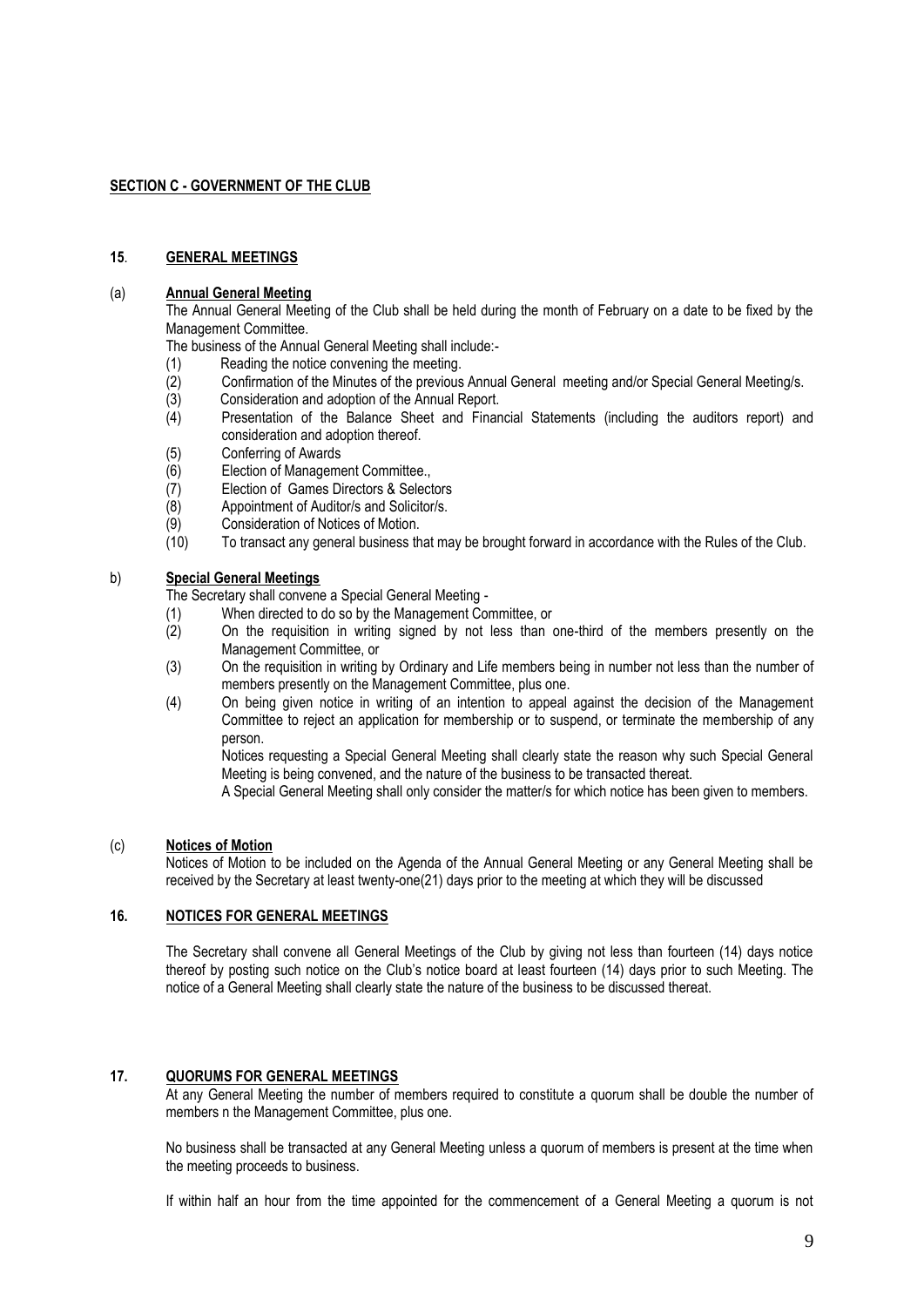**SECTION C - GOVERNMENT OF THE CLUB**

**15**. **GENERAL MEETINGS**

(a) **Annual General Meeting**

The Annual General Meeting of the Club shall be held during the month of February on a date to be fixed by the Management Committee.

The business of the Annual General Meeting shall include:-

(1) Reading the notice convening the meeting.
(2) Confirmation of the Minutes of the previous Annual General meeting and/or Special General Meeting/s.
(3) Consideration and adoption of the Annual Report.
(4) Presentation of the Balance Sheet and Financial Statements (including the auditors report) and consideration and adoption thereof.
(5) Conferring of Awards
(6) Election of Management Committee.,
(7) Election of Games Directors & Selectors
(8) Appointment of Auditor/s and Solicitor/s.
(9) Consideration of Notices of Motion.
(10) To transact any general business that may be brought forward in accordance with the Rules of the Club.

b) **Special General Meetings**

The Secretary shall convene a Special General Meeting -

(1) When directed to do so by the Management Committee, or
(2) On the requisition in writing signed by not less than one-third of the members presently on the Management Committee, or
(3) On the requisition in writing by Ordinary and Life members being in number not less than the number of members presently on the Management Committee, plus one.
(4) On being given notice in writing of an intention to appeal against the decision of the Management Committee to reject an application for membership or to suspend, or terminate the membership of any person.

Notices requesting a Special General Meeting shall clearly state the reason why such Special General Meeting is being convened, and the nature of the business to be transacted thereat.

A Special General Meeting shall only consider the matter/s for which notice has been given to members.

(c) **Notices of Motion**

Notices of Motion to be included on the Agenda of the Annual General Meeting or any General Meeting shall be received by the Secretary at least twenty-one(21) days prior to the meeting at which they will be discussed

**16. NOTICES FOR GENERAL MEETINGS**

The Secretary shall convene all General Meetings of the Club by giving not less than fourteen (14) days notice thereof by posting such notice on the Club's notice board at least fourteen (14) days prior to such Meeting. The notice of a General Meeting shall clearly state the nature of the business to be discussed thereat.

**17. QUORUMS FOR GENERAL MEETINGS**

At any General Meeting the number of members required to constitute a quorum shall be double the number of members n the Management Committee, plus one.

No business shall be transacted at any General Meeting unless a quorum of members is present at the time when the meeting proceeds to business.

If within half an hour from the time appointed for the commencement of a General Meeting a quorum is not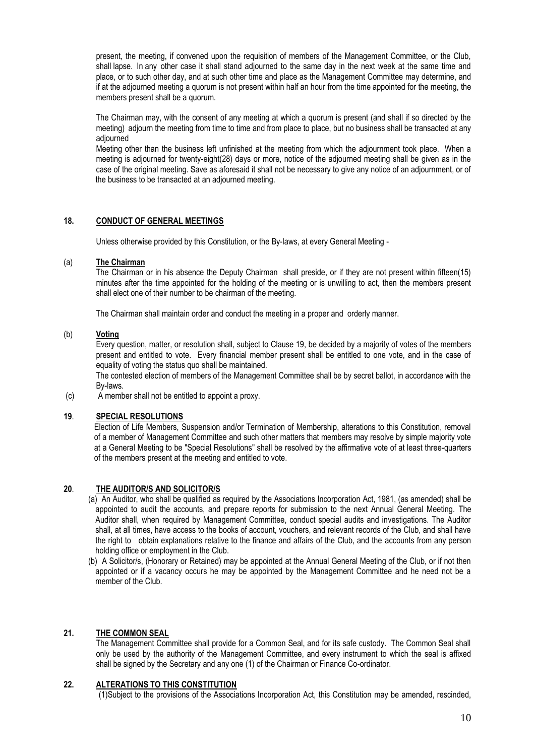present, the meeting, if convened upon the requisition of members of the Management Committee, or the Club, shall lapse. In any other case it shall stand adjourned to the same day in the next week at the same time and place, or to such other day, and at such other time and place as the Management Committee may determine, and if at the adjourned meeting a quorum is not present within half an hour from the time appointed for the meeting, the members present shall be a quorum.

The Chairman may, with the consent of any meeting at which a quorum is present (and shall if so directed by the meeting) adjourn the meeting from time to time and from place to place, but no business shall be transacted at any adjourned

Meeting other than the business left unfinished at the meeting from which the adjournment took place. When a meeting is adjourned for twenty-eight(28) days or more, notice of the adjourned meeting shall be given as in the case of the original meeting. Save as aforesaid it shall not be necessary to give any notice of an adjournment, or of the business to be transacted at an adjourned meeting.

## 18. CONDUCT OF GENERAL MEETINGS

Unless otherwise provided by this Constitution, or the By-laws, at every General Meeting -

(a) **The Chairman**

The Chairman or in his absence the Deputy Chairman shall preside, or if they are not present within fifteen(15) minutes after the time appointed for the holding of the meeting or is unwilling to act, then the members present shall elect one of their number to be chairman of the meeting.

The Chairman shall maintain order and conduct the meeting in a proper and orderly manner.

(b) **Voting**

Every question, matter, or resolution shall, subject to Clause 19, be decided by a majority of votes of the members present and entitled to vote. Every financial member present shall be entitled to one vote, and in the case of equality of voting the status quo shall be maintained.

The contested election of members of the Management Committee shall be by secret ballot, in accordance with the By-laws.

(c) A member shall not be entitled to appoint a proxy.

## 19. SPECIAL RESOLUTIONS

Election of Life Members, Suspension and/or Termination of Membership, alterations to this Constitution, removal of a member of Management Committee and such other matters that members may resolve by simple majority vote at a General Meeting to be "Special Resolutions" shall be resolved by the affirmative vote of at least three-quarters of the members present at the meeting and entitled to vote.

## 20. THE AUDITOR/S AND SOLICITOR/S

(a) An Auditor, who shall be qualified as required by the Associations Incorporation Act, 1981, (as amended) shall be appointed to audit the accounts, and prepare reports for submission to the next Annual General Meeting. The Auditor shall, when required by Management Committee, conduct special audits and investigations. The Auditor shall, at all times, have access to the books of account, vouchers, and relevant records of the Club, and shall have the right to obtain explanations relative to the finance and affairs of the Club, and the accounts from any person holding office or employment in the Club.

(b) A Solicitor/s, (Honorary or Retained) may be appointed at the Annual General Meeting of the Club, or if not then appointed or if a vacancy occurs he may be appointed by the Management Committee and he need not be a member of the Club.

## 21. THE COMMON SEAL

The Management Committee shall provide for a Common Seal, and for its safe custody. The Common Seal shall only be used by the authority of the Management Committee, and every instrument to which the seal is affixed shall be signed by the Secretary and any one (1) of the Chairman or Finance Co-ordinator.

## 22. ALTERATIONS TO THIS CONSTITUTION

(1)Subject to the provisions of the Associations Incorporation Act, this Constitution may be amended, rescinded,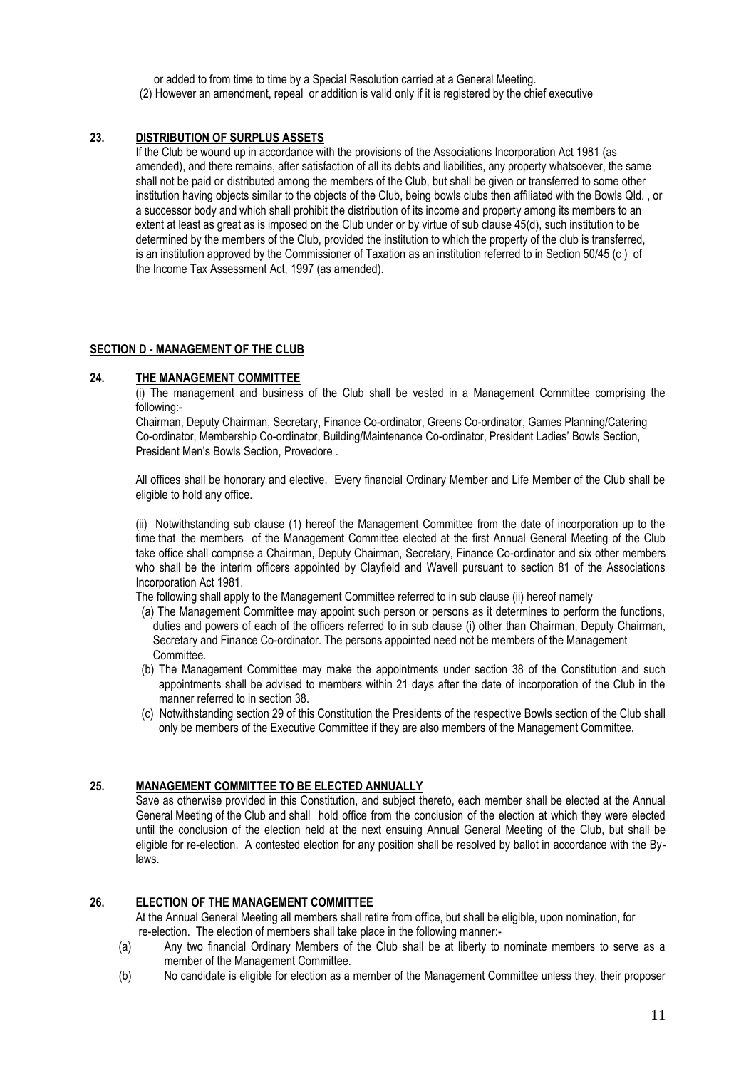or added to from time to time by a Special Resolution carried at a General Meeting.

(2) However an amendment, repeal or addition is valid only if it is registered by the chief executive

### 23. DISTRIBUTION OF SURPLUS ASSETS

If the Club be wound up in accordance with the provisions of the Associations Incorporation Act 1981 (as amended), and there remains, after satisfaction of all its debts and liabilities, any property whatsoever, the same shall not be paid or distributed among the members of the Club, but shall be given or transferred to some other institution having objects similar to the objects of the Club, being bowls clubs then affiliated with the Bowls Qld. , or a successor body and which shall prohibit the distribution of its income and property among its members to an extent at least as great as is imposed on the Club under or by virtue of sub clause 45(d), such institution to be determined by the members of the Club, provided the institution to which the property of the club is transferred, is an institution approved by the Commissioner of Taxation as an institution referred to in Section 50/45 (c ) of the Income Tax Assessment Act, 1997 (as amended).

## SECTION D - MANAGEMENT OF THE CLUB

### 24. THE MANAGEMENT COMMITTEE

(i) The management and business of the Club shall be vested in a Management Committee comprising the following:-

Chairman, Deputy Chairman, Secretary, Finance Co-ordinator, Greens Co-ordinator, Games Planning/Catering Co-ordinator, Membership Co-ordinator, Building/Maintenance Co-ordinator, President Ladies' Bowls Section, President Men's Bowls Section, Provedore .

All offices shall be honorary and elective. Every financial Ordinary Member and Life Member of the Club shall be eligible to hold any office.

(ii) Notwithstanding sub clause (1) hereof the Management Committee from the date of incorporation up to the time that the members of the Management Committee elected at the first Annual General Meeting of the Club take office shall comprise a Chairman, Deputy Chairman, Secretary, Finance Co-ordinator and six other members who shall be the interim officers appointed by Clayfield and Wavell pursuant to section 81 of the Associations Incorporation Act 1981.

The following shall apply to the Management Committee referred to in sub clause (ii) hereof namely

(a) The Management Committee may appoint such person or persons as it determines to perform the functions, duties and powers of each of the officers referred to in sub clause (i) other than Chairman, Deputy Chairman, Secretary and Finance Co-ordinator. The persons appointed need not be members of the Management Committee.

(b) The Management Committee may make the appointments under section 38 of the Constitution and such appointments shall be advised to members within 21 days after the date of incorporation of the Club in the manner referred to in section 38.

(c) Notwithstanding section 29 of this Constitution the Presidents of the respective Bowls section of the Club shall only be members of the Executive Committee if they are also members of the Management Committee.

### 25. MANAGEMENT COMMITTEE TO BE ELECTED ANNUALLY

Save as otherwise provided in this Constitution, and subject thereto, each member shall be elected at the Annual General Meeting of the Club and shall hold office from the conclusion of the election at which they were elected until the conclusion of the election held at the next ensuing Annual General Meeting of the Club, but shall be eligible for re-election. A contested election for any position shall be resolved by ballot in accordance with the By-laws.

### 26. ELECTION OF THE MANAGEMENT COMMITTEE

At the Annual General Meeting all members shall retire from office, but shall be eligible, upon nomination, for re-election. The election of members shall take place in the following manner:-

(a) Any two financial Ordinary Members of the Club shall be at liberty to nominate members to serve as a member of the Management Committee.

(b) No candidate is eligible for election as a member of the Management Committee unless they, their proposer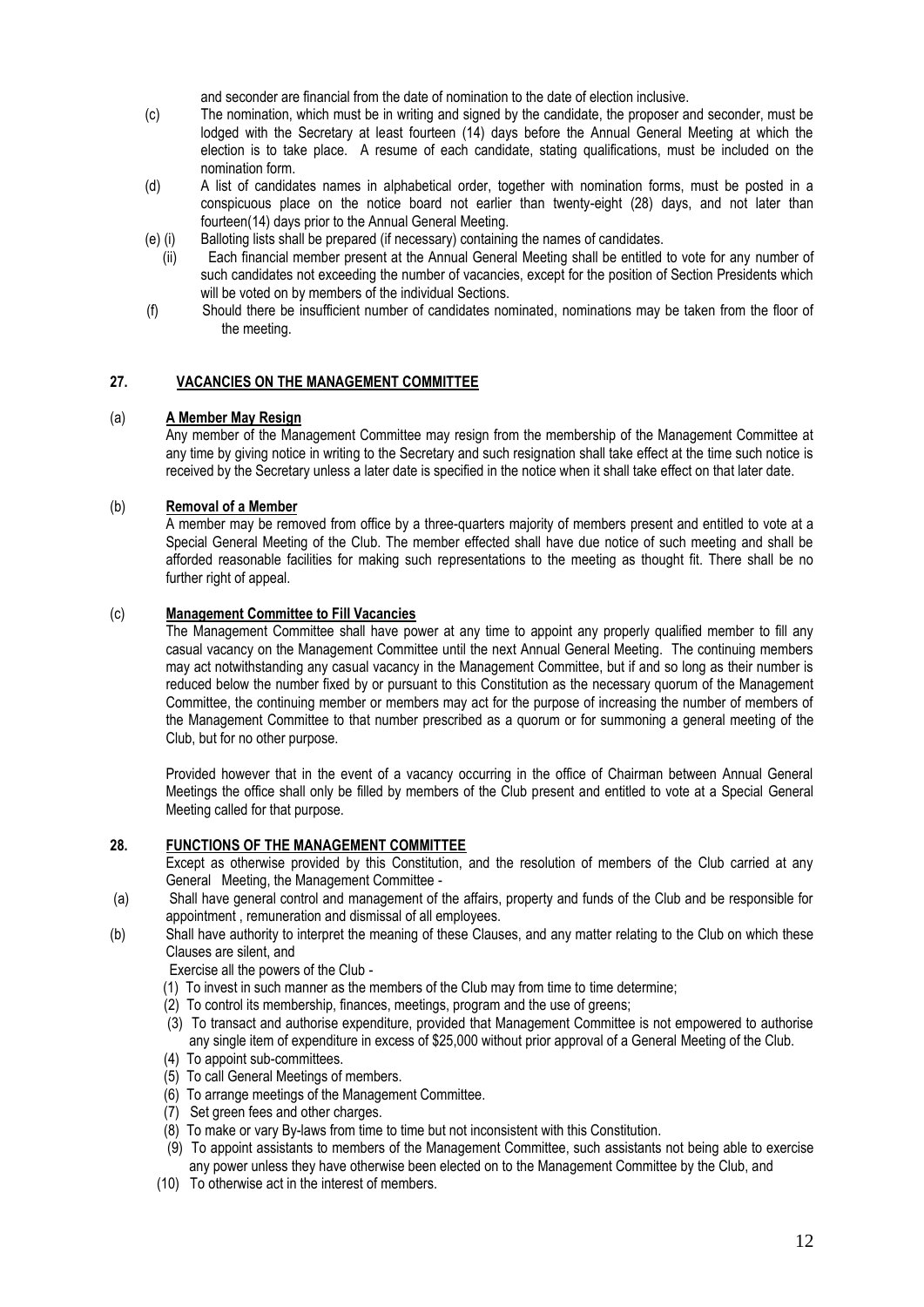and seconder are financial from the date of nomination to the date of election inclusive.

(c) The nomination, which must be in writing and signed by the candidate, the proposer and seconder, must be lodged with the Secretary at least fourteen (14) days before the Annual General Meeting at which the election is to take place. A resume of each candidate, stating qualifications, must be included on the nomination form.

(d) A list of candidates names in alphabetical order, together with nomination forms, must be posted in a conspicuous place on the notice board not earlier than twenty-eight (28) days, and not later than fourteen(14) days prior to the Annual General Meeting.

(e) (i) Balloting lists shall be prepared (if necessary) containing the names of candidates.

(ii) Each financial member present at the Annual General Meeting shall be entitled to vote for any number of such candidates not exceeding the number of vacancies, except for the position of Section Presidents which will be voted on by members of the individual Sections.

(f) Should there be insufficient number of candidates nominated, nominations may be taken from the floor of the meeting.

## 27. VACANCIES ON THE MANAGEMENT COMMITTEE

(a) **A Member May Resign**

Any member of the Management Committee may resign from the membership of the Management Committee at any time by giving notice in writing to the Secretary and such resignation shall take effect at the time such notice is received by the Secretary unless a later date is specified in the notice when it shall take effect on that later date.

(b) **Removal of a Member**

A member may be removed from office by a three-quarters majority of members present and entitled to vote at a Special General Meeting of the Club. The member effected shall have due notice of such meeting and shall be afforded reasonable facilities for making such representations to the meeting as thought fit. There shall be no further right of appeal.

(c) **Management Committee to Fill Vacancies**

The Management Committee shall have power at any time to appoint any properly qualified member to fill any casual vacancy on the Management Committee until the next Annual General Meeting. The continuing members may act notwithstanding any casual vacancy in the Management Committee, but if and so long as their number is reduced below the number fixed by or pursuant to this Constitution as the necessary quorum of the Management Committee, the continuing member or members may act for the purpose of increasing the number of members of the Management Committee to that number prescribed as a quorum or for summoning a general meeting of the Club, but for no other purpose.

Provided however that in the event of a vacancy occurring in the office of Chairman between Annual General Meetings the office shall only be filled by members of the Club present and entitled to vote at a Special General Meeting called for that purpose.

## 28. FUNCTIONS OF THE MANAGEMENT COMMITTEE

Except as otherwise provided by this Constitution, and the resolution of members of the Club carried at any General Meeting, the Management Committee -

(a) Shall have general control and management of the affairs, property and funds of the Club and be responsible for appointment , remuneration and dismissal of all employees.

(b) Shall have authority to interpret the meaning of these Clauses, and any matter relating to the Club on which these Clauses are silent, and

Exercise all the powers of the Club -

(1) To invest in such manner as the members of the Club may from time to time determine;

(2) To control its membership, finances, meetings, program and the use of greens;

(3) To transact and authorise expenditure, provided that Management Committee is not empowered to authorise any single item of expenditure in excess of $25,000 without prior approval of a General Meeting of the Club.

(4) To appoint sub-committees.

(5) To call General Meetings of members.

(6) To arrange meetings of the Management Committee.

(7) Set green fees and other charges.

(8) To make or vary By-laws from time to time but not inconsistent with this Constitution.

(9) To appoint assistants to members of the Management Committee, such assistants not being able to exercise any power unless they have otherwise been elected on to the Management Committee by the Club, and

(10) To otherwise act in the interest of members.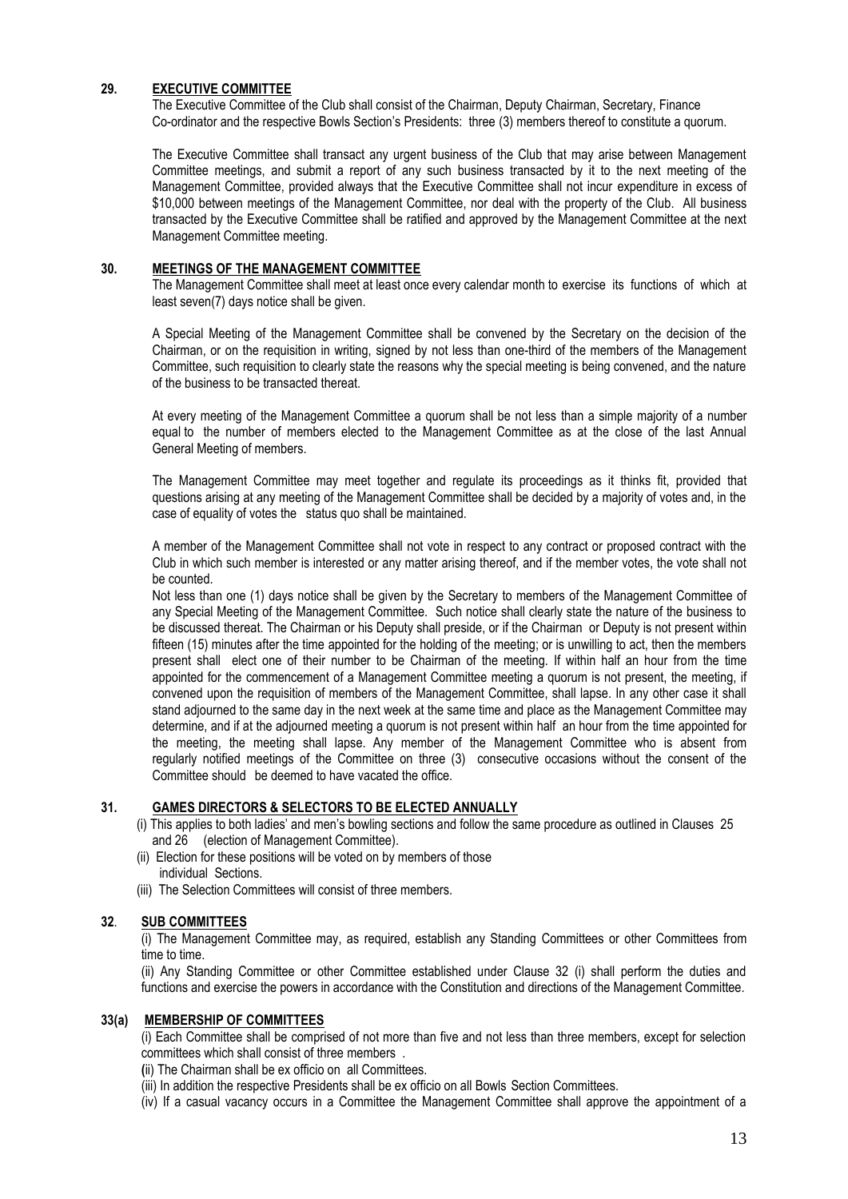## 29. EXECUTIVE COMMITTEE

The Executive Committee of the Club shall consist of the Chairman, Deputy Chairman, Secretary, Finance Co-ordinator and the respective Bowls Section's Presidents: three (3) members thereof to constitute a quorum.

The Executive Committee shall transact any urgent business of the Club that may arise between Management Committee meetings, and submit a report of any such business transacted by it to the next meeting of the Management Committee, provided always that the Executive Committee shall not incur expenditure in excess of $10,000 between meetings of the Management Committee, nor deal with the property of the Club. All business transacted by the Executive Committee shall be ratified and approved by the Management Committee at the next Management Committee meeting.

## 30. MEETINGS OF THE MANAGEMENT COMMITTEE

The Management Committee shall meet at least once every calendar month to exercise its functions of which at least seven(7) days notice shall be given.

A Special Meeting of the Management Committee shall be convened by the Secretary on the decision of the Chairman, or on the requisition in writing, signed by not less than one-third of the members of the Management Committee, such requisition to clearly state the reasons why the special meeting is being convened, and the nature of the business to be transacted thereat.

At every meeting of the Management Committee a quorum shall be not less than a simple majority of a number equal to the number of members elected to the Management Committee as at the close of the last Annual General Meeting of members.

The Management Committee may meet together and regulate its proceedings as it thinks fit, provided that questions arising at any meeting of the Management Committee shall be decided by a majority of votes and, in the case of equality of votes the status quo shall be maintained.

A member of the Management Committee shall not vote in respect to any contract or proposed contract with the Club in which such member is interested or any matter arising thereof, and if the member votes, the vote shall not be counted.

Not less than one (1) days notice shall be given by the Secretary to members of the Management Committee of any Special Meeting of the Management Committee. Such notice shall clearly state the nature of the business to be discussed thereat. The Chairman or his Deputy shall preside, or if the Chairman or Deputy is not present within fifteen (15) minutes after the time appointed for the holding of the meeting; or is unwilling to act, then the members present shall elect one of their number to be Chairman of the meeting. If within half an hour from the time appointed for the commencement of a Management Committee meeting a quorum is not present, the meeting, if convened upon the requisition of members of the Management Committee, shall lapse. In any other case it shall stand adjourned to the same day in the next week at the same time and place as the Management Committee may determine, and if at the adjourned meeting a quorum is not present within half an hour from the time appointed for the meeting, the meeting shall lapse. Any member of the Management Committee who is absent from regularly notified meetings of the Committee on three (3) consecutive occasions without the consent of the Committee should be deemed to have vacated the office.

## 31. GAMES DIRECTORS & SELECTORS TO BE ELECTED ANNUALLY

(i) This applies to both ladies' and men's bowling sections and follow the same procedure as outlined in Clauses 25 and 26 (election of Management Committee).

(ii) Election for these positions will be voted on by members of those individual Sections.

(iii) The Selection Committees will consist of three members.

## 32. SUB COMMITTEES

(i) The Management Committee may, as required, establish any Standing Committees or other Committees from time to time.

(ii) Any Standing Committee or other Committee established under Clause 32 (i) shall perform the duties and functions and exercise the powers in accordance with the Constitution and directions of the Management Committee.

## 33(a) MEMBERSHIP OF COMMITTEES

(i) Each Committee shall be comprised of not more than five and not less than three members, except for selection committees which shall consist of three members .

(ii) The Chairman shall be ex officio on all Committees.

(iii) In addition the respective Presidents shall be ex officio on all Bowls Section Committees.

(iv) If a casual vacancy occurs in a Committee the Management Committee shall approve the appointment of a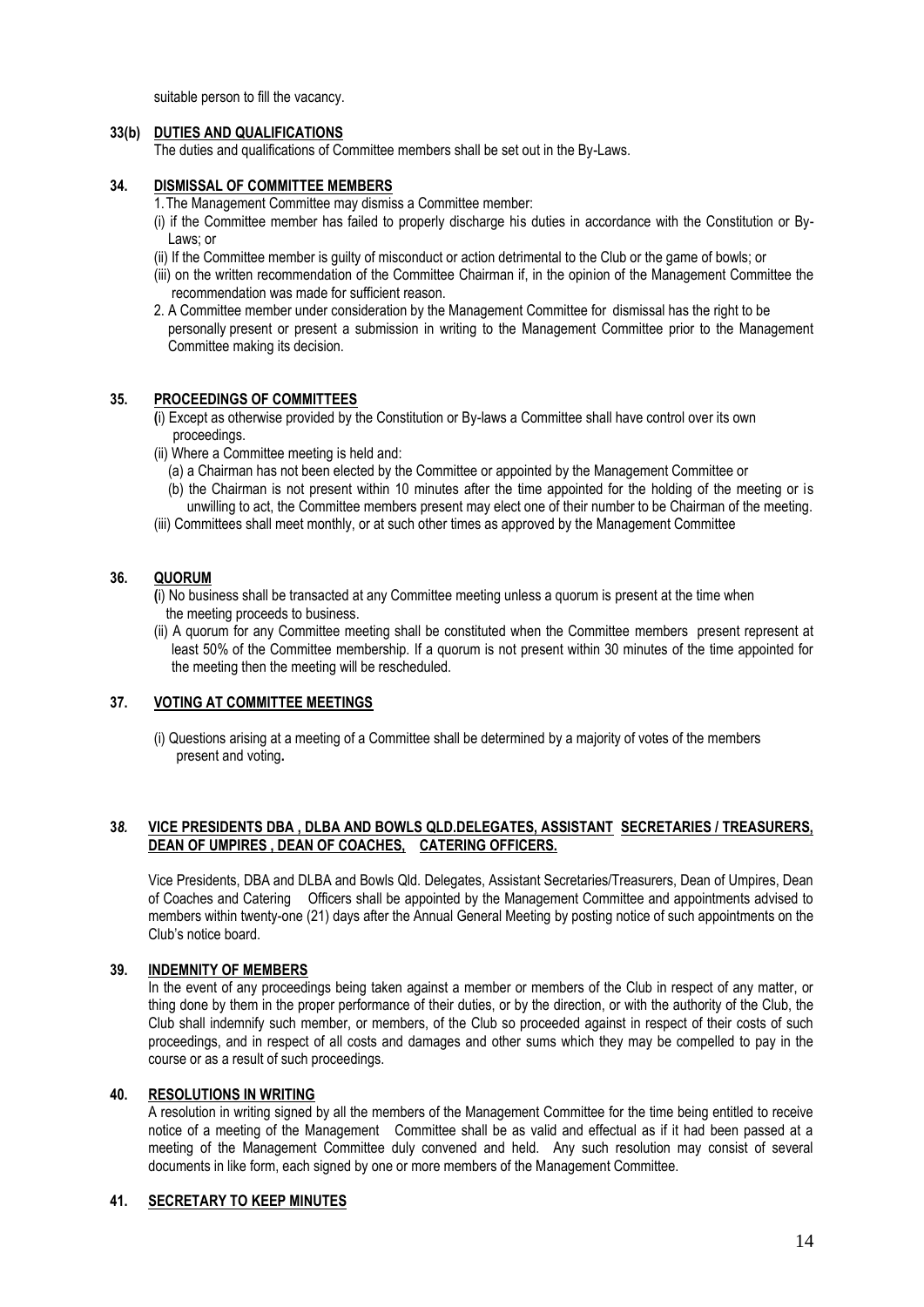suitable person to fill the vacancy.

### 33(b) DUTIES AND QUALIFICATIONS

The duties and qualifications of Committee members shall be set out in the By-Laws.

### 34. DISMISSAL OF COMMITTEE MEMBERS

1. The Management Committee may dismiss a Committee member:

(i) if the Committee member has failed to properly discharge his duties in accordance with the Constitution or By-Laws; or

(ii) If the Committee member is guilty of misconduct or action detrimental to the Club or the game of bowls; or

(iii) on the written recommendation of the Committee Chairman if, in the opinion of the Management Committee the recommendation was made for sufficient reason.

2. A Committee member under consideration by the Management Committee for dismissal has the right to be personally present or present a submission in writing to the Management Committee prior to the Management Committee making its decision.

### 35. PROCEEDINGS OF COMMITTEES

(i) Except as otherwise provided by the Constitution or By-laws a Committee shall have control over its own proceedings.

(ii) Where a Committee meeting is held and:

(a) a Chairman has not been elected by the Committee or appointed by the Management Committee or

(b) the Chairman is not present within 10 minutes after the time appointed for the holding of the meeting or is unwilling to act, the Committee members present may elect one of their number to be Chairman of the meeting.

(iii) Committees shall meet monthly, or at such other times as approved by the Management Committee

### 36. QUORUM

(i) No business shall be transacted at any Committee meeting unless a quorum is present at the time when the meeting proceeds to business.

(ii) A quorum for any Committee meeting shall be constituted when the Committee members present represent at least 50% of the Committee membership. If a quorum is not present within 30 minutes of the time appointed for the meeting then the meeting will be rescheduled.

### 37. VOTING AT COMMITTEE MEETINGS

(i) Questions arising at a meeting of a Committee shall be determined by a majority of votes of the members present and voting**.**

### 38. VICE PRESIDENTS DBA , DLBA AND BOWLS QLD.DELEGATES, ASSISTANT SECRETARIES / TREASURERS, DEAN OF UMPIRES , DEAN OF COACHES, CATERING OFFICERS.

Vice Presidents, DBA and DLBA and Bowls Qld. Delegates, Assistant Secretaries/Treasurers, Dean of Umpires, Dean of Coaches and Catering Officers shall be appointed by the Management Committee and appointments advised to members within twenty-one (21) days after the Annual General Meeting by posting notice of such appointments on the Club's notice board.

### 39. INDEMNITY OF MEMBERS

In the event of any proceedings being taken against a member or members of the Club in respect of any matter, or thing done by them in the proper performance of their duties, or by the direction, or with the authority of the Club, the Club shall indemnify such member, or members, of the Club so proceeded against in respect of their costs of such proceedings, and in respect of all costs and damages and other sums which they may be compelled to pay in the course or as a result of such proceedings.

### 40. RESOLUTIONS IN WRITING

A resolution in writing signed by all the members of the Management Committee for the time being entitled to receive notice of a meeting of the Management Committee shall be as valid and effectual as if it had been passed at a meeting of the Management Committee duly convened and held. Any such resolution may consist of several documents in like form, each signed by one or more members of the Management Committee.

### 41. SECRETARY TO KEEP MINUTES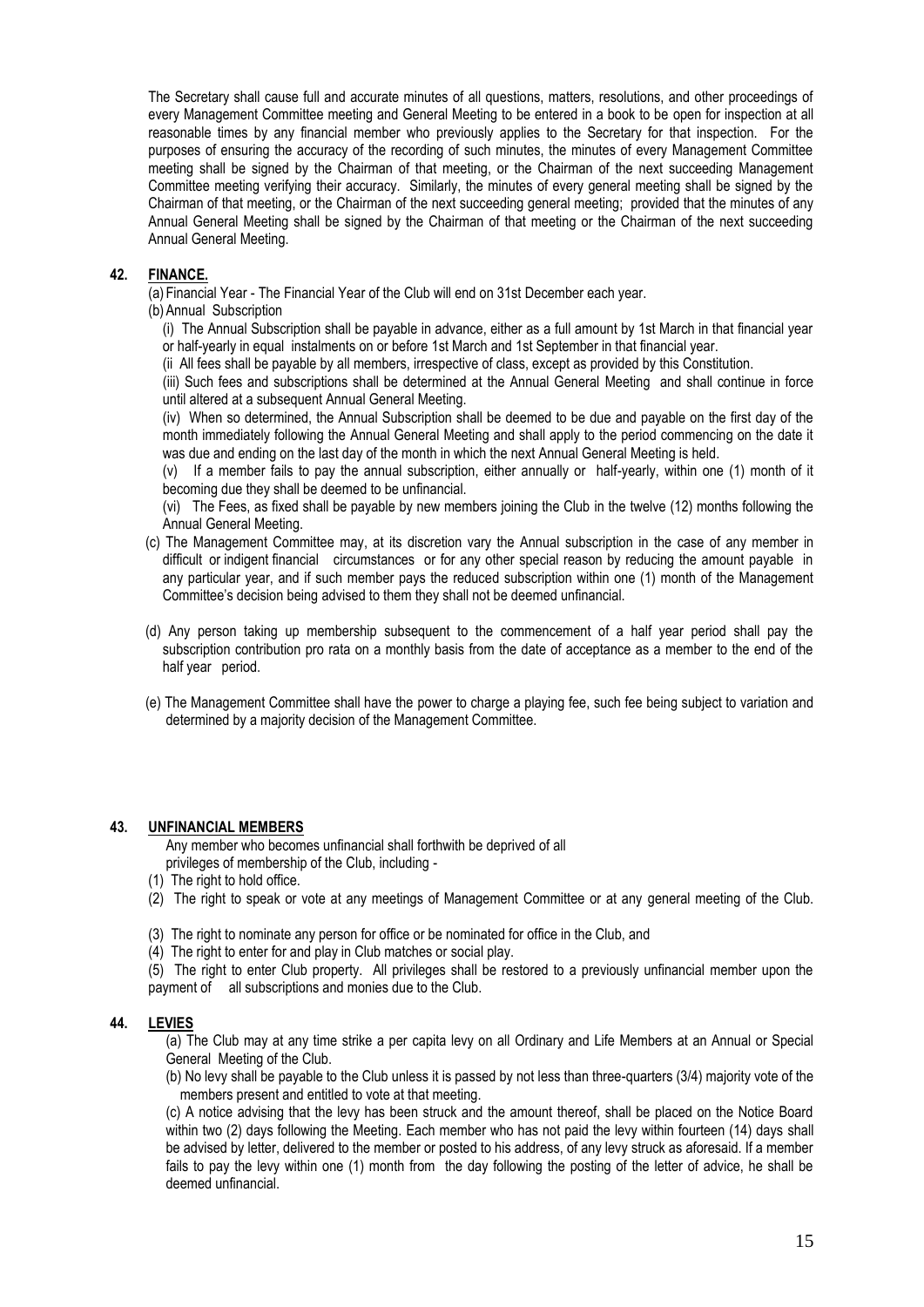The Secretary shall cause full and accurate minutes of all questions, matters, resolutions, and other proceedings of every Management Committee meeting and General Meeting to be entered in a book to be open for inspection at all reasonable times by any financial member who previously applies to the Secretary for that inspection. For the purposes of ensuring the accuracy of the recording of such minutes, the minutes of every Management Committee meeting shall be signed by the Chairman of that meeting, or the Chairman of the next succeeding Management Committee meeting verifying their accuracy. Similarly, the minutes of every general meeting shall be signed by the Chairman of that meeting, or the Chairman of the next succeeding general meeting; provided that the minutes of any Annual General Meeting shall be signed by the Chairman of that meeting or the Chairman of the next succeeding Annual General Meeting.

## 42. FINANCE.

(a) Financial Year - The Financial Year of the Club will end on 31st December each year.

(b) Annual Subscription

(i) The Annual Subscription shall be payable in advance, either as a full amount by 1st March in that financial year or half-yearly in equal instalments on or before 1st March and 1st September in that financial year.

(ii All fees shall be payable by all members, irrespective of class, except as provided by this Constitution.

(iii) Such fees and subscriptions shall be determined at the Annual General Meeting and shall continue in force until altered at a subsequent Annual General Meeting.

(iv) When so determined, the Annual Subscription shall be deemed to be due and payable on the first day of the month immediately following the Annual General Meeting and shall apply to the period commencing on the date it was due and ending on the last day of the month in which the next Annual General Meeting is held.

(v) If a member fails to pay the annual subscription, either annually or half-yearly, within one (1) month of it becoming due they shall be deemed to be unfinancial.

(vi) The Fees, as fixed shall be payable by new members joining the Club in the twelve (12) months following the Annual General Meeting.

(c) The Management Committee may, at its discretion vary the Annual subscription in the case of any member in difficult or indigent financial circumstances or for any other special reason by reducing the amount payable in any particular year, and if such member pays the reduced subscription within one (1) month of the Management Committee's decision being advised to them they shall not be deemed unfinancial.

(d) Any person taking up membership subsequent to the commencement of a half year period shall pay the subscription contribution pro rata on a monthly basis from the date of acceptance as a member to the end of the half year period.

(e) The Management Committee shall have the power to charge a playing fee, such fee being subject to variation and determined by a majority decision of the Management Committee.

## 43. UNFINANCIAL MEMBERS

Any member who becomes unfinancial shall forthwith be deprived of all privileges of membership of the Club, including -

(1) The right to hold office.

(2) The right to speak or vote at any meetings of Management Committee or at any general meeting of the Club.

(3) The right to nominate any person for office or be nominated for office in the Club, and

(4) The right to enter for and play in Club matches or social play.

(5) The right to enter Club property. All privileges shall be restored to a previously unfinancial member upon the payment of all subscriptions and monies due to the Club.

## 44. LEVIES

(a) The Club may at any time strike a per capita levy on all Ordinary and Life Members at an Annual or Special General Meeting of the Club.

(b) No levy shall be payable to the Club unless it is passed by not less than three-quarters (3/4) majority vote of the members present and entitled to vote at that meeting.

(c) A notice advising that the levy has been struck and the amount thereof, shall be placed on the Notice Board within two (2) days following the Meeting. Each member who has not paid the levy within fourteen (14) days shall be advised by letter, delivered to the member or posted to his address, of any levy struck as aforesaid. If a member fails to pay the levy within one (1) month from the day following the posting of the letter of advice, he shall be deemed unfinancial.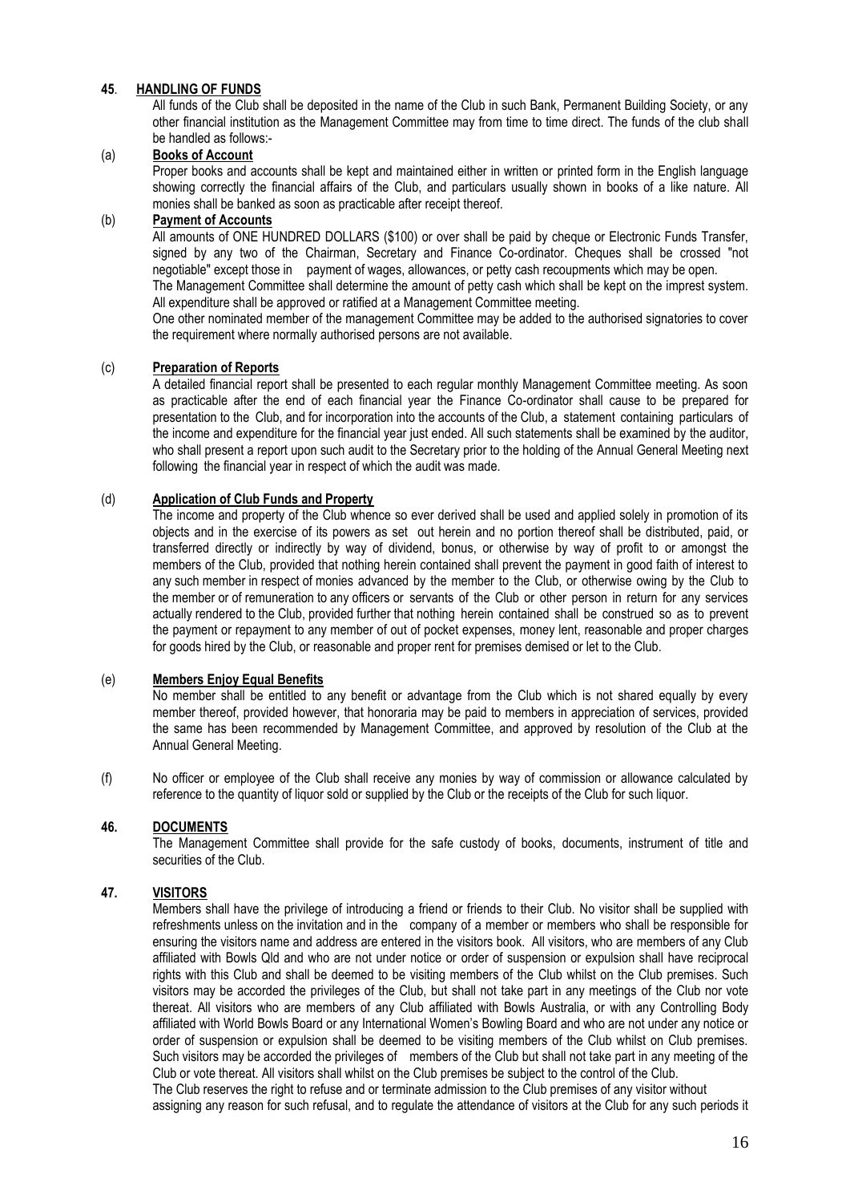## 45. HANDLING OF FUNDS

All funds of the Club shall be deposited in the name of the Club in such Bank, Permanent Building Society, or any other financial institution as the Management Committee may from time to time direct. The funds of the club shall be handled as follows:-

### (a) Books of Account

Proper books and accounts shall be kept and maintained either in written or printed form in the English language showing correctly the financial affairs of the Club, and particulars usually shown in books of a like nature. All monies shall be banked as soon as practicable after receipt thereof.

### (b) Payment of Accounts

All amounts of ONE HUNDRED DOLLARS ($100) or over shall be paid by cheque or Electronic Funds Transfer, signed by any two of the Chairman, Secretary and Finance Co-ordinator. Cheques shall be crossed "not negotiable" except those in payment of wages, allowances, or petty cash recoupments which may be open.

The Management Committee shall determine the amount of petty cash which shall be kept on the imprest system. All expenditure shall be approved or ratified at a Management Committee meeting.

One other nominated member of the management Committee may be added to the authorised signatories to cover the requirement where normally authorised persons are not available.

### (c) Preparation of Reports

A detailed financial report shall be presented to each regular monthly Management Committee meeting. As soon as practicable after the end of each financial year the Finance Co-ordinator shall cause to be prepared for presentation to the Club, and for incorporation into the accounts of the Club, a statement containing particulars of the income and expenditure for the financial year just ended. All such statements shall be examined by the auditor, who shall present a report upon such audit to the Secretary prior to the holding of the Annual General Meeting next following the financial year in respect of which the audit was made.

### (d) Application of Club Funds and Property

The income and property of the Club whence so ever derived shall be used and applied solely in promotion of its objects and in the exercise of its powers as set out herein and no portion thereof shall be distributed, paid, or transferred directly or indirectly by way of dividend, bonus, or otherwise by way of profit to or amongst the members of the Club, provided that nothing herein contained shall prevent the payment in good faith of interest to any such member in respect of monies advanced by the member to the Club, or otherwise owing by the Club to the member or of remuneration to any officers or servants of the Club or other person in return for any services actually rendered to the Club, provided further that nothing herein contained shall be construed so as to prevent the payment or repayment to any member of out of pocket expenses, money lent, reasonable and proper charges for goods hired by the Club, or reasonable and proper rent for premises demised or let to the Club.

### (e) Members Enjoy Equal Benefits

No member shall be entitled to any benefit or advantage from the Club which is not shared equally by every member thereof, provided however, that honoraria may be paid to members in appreciation of services, provided the same has been recommended by Management Committee, and approved by resolution of the Club at the Annual General Meeting.

(f) No officer or employee of the Club shall receive any monies by way of commission or allowance calculated by reference to the quantity of liquor sold or supplied by the Club or the receipts of the Club for such liquor.

## 46. DOCUMENTS

The Management Committee shall provide for the safe custody of books, documents, instrument of title and securities of the Club.

## 47. VISITORS

Members shall have the privilege of introducing a friend or friends to their Club. No visitor shall be supplied with refreshments unless on the invitation and in the company of a member or members who shall be responsible for ensuring the visitors name and address are entered in the visitors book. All visitors, who are members of any Club affiliated with Bowls Qld and who are not under notice or order of suspension or expulsion shall have reciprocal rights with this Club and shall be deemed to be visiting members of the Club whilst on the Club premises. Such visitors may be accorded the privileges of the Club, but shall not take part in any meetings of the Club nor vote thereat. All visitors who are members of any Club affiliated with Bowls Australia, or with any Controlling Body affiliated with World Bowls Board or any International Women's Bowling Board and who are not under any notice or order of suspension or expulsion shall be deemed to be visiting members of the Club whilst on Club premises. Such visitors may be accorded the privileges of members of the Club but shall not take part in any meeting of the Club or vote thereat. All visitors shall whilst on the Club premises be subject to the control of the Club.

The Club reserves the right to refuse and or terminate admission to the Club premises of any visitor without assigning any reason for such refusal, and to regulate the attendance of visitors at the Club for any such periods it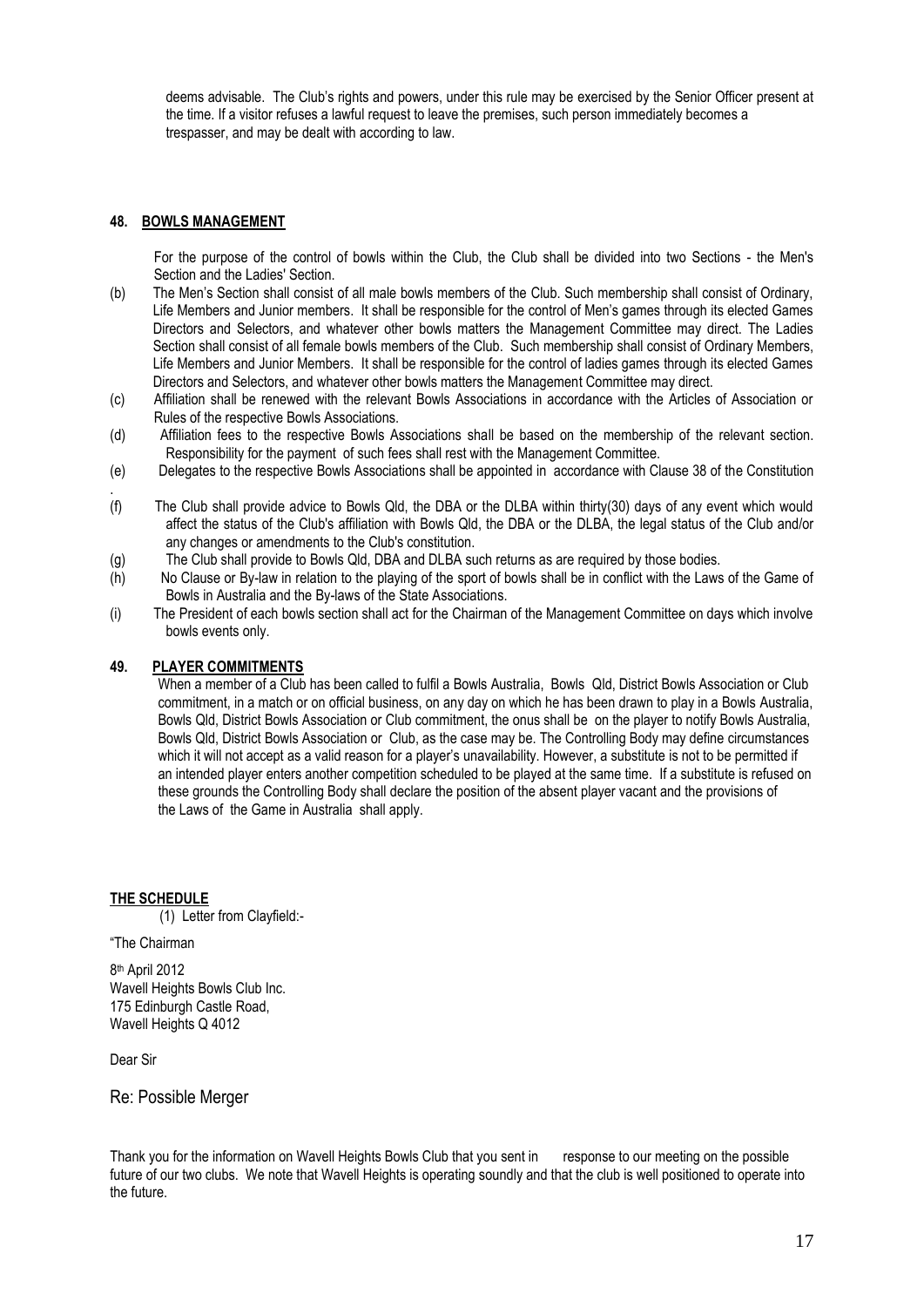deems advisable. The Club's rights and powers, under this rule may be exercised by the Senior Officer present at the time. If a visitor refuses a lawful request to leave the premises, such person immediately becomes a trespasser, and may be dealt with according to law.

**48. BOWLS MANAGEMENT**

For the purpose of the control of bowls within the Club, the Club shall be divided into two Sections - the Men's Section and the Ladies' Section.

(b) The Men's Section shall consist of all male bowls members of the Club. Such membership shall consist of Ordinary, Life Members and Junior members. It shall be responsible for the control of Men's games through its elected Games Directors and Selectors, and whatever other bowls matters the Management Committee may direct. The Ladies Section shall consist of all female bowls members of the Club. Such membership shall consist of Ordinary Members, Life Members and Junior Members. It shall be responsible for the control of ladies games through its elected Games Directors and Selectors, and whatever other bowls matters the Management Committee may direct.

(c) Affiliation shall be renewed with the relevant Bowls Associations in accordance with the Articles of Association or Rules of the respective Bowls Associations.

(d) Affiliation fees to the respective Bowls Associations shall be based on the membership of the relevant section. Responsibility for the payment of such fees shall rest with the Management Committee.

(e) Delegates to the respective Bowls Associations shall be appointed in accordance with Clause 38 of the Constitution.

(f) The Club shall provide advice to Bowls Qld, the DBA or the DLBA within thirty(30) days of any event which would affect the status of the Club's affiliation with Bowls Qld, the DBA or the DLBA, the legal status of the Club and/or any changes or amendments to the Club's constitution.

(g) The Club shall provide to Bowls Qld, DBA and DLBA such returns as are required by those bodies.

(h) No Clause or By-law in relation to the playing of the sport of bowls shall be in conflict with the Laws of the Game of Bowls in Australia and the By-laws of the State Associations.

(i) The President of each bowls section shall act for the Chairman of the Management Committee on days which involve bowls events only.

**49. PLAYER COMMITMENTS**

When a member of a Club has been called to fulfil a Bowls Australia, Bowls Qld, District Bowls Association or Club commitment, in a match or on official business, on any day on which he has been drawn to play in a Bowls Australia, Bowls Qld, District Bowls Association or Club commitment, the onus shall be on the player to notify Bowls Australia, Bowls Qld, District Bowls Association or Club, as the case may be. The Controlling Body may define circumstances which it will not accept as a valid reason for a player's unavailability. However, a substitute is not to be permitted if an intended player enters another competition scheduled to be played at the same time. If a substitute is refused on these grounds the Controlling Body shall declare the position of the absent player vacant and the provisions of the Laws of the Game in Australia shall apply.

**THE SCHEDULE**

(1) Letter from Clayfield:-

"The Chairman

8th April 2012
Wavell Heights Bowls Club Inc.
175 Edinburgh Castle Road,
Wavell Heights Q 4012

Dear Sir

Re: Possible Merger

Thank you for the information on Wavell Heights Bowls Club that you sent in response to our meeting on the possible future of our two clubs. We note that Wavell Heights is operating soundly and that the club is well positioned to operate into the future.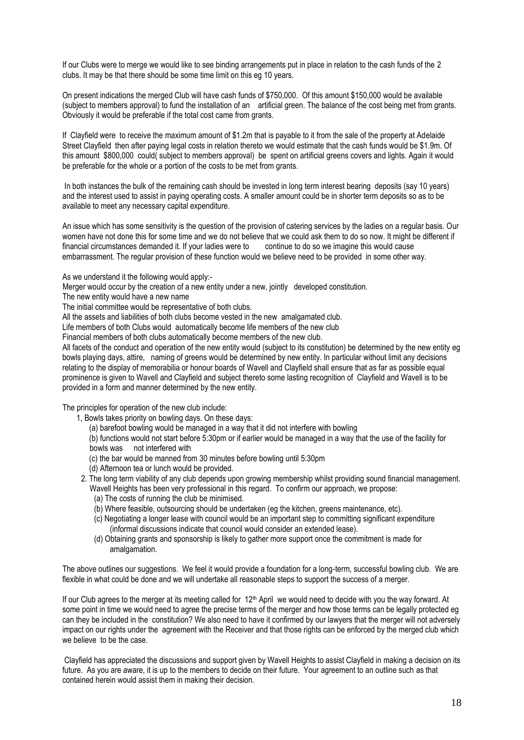If our Clubs were to merge we would like to see binding arrangements put in place in relation to the cash funds of the 2 clubs. It may be that there should be some time limit on this eg 10 years.

On present indications the merged Club will have cash funds of $750,000. Of this amount $150,000 would be available (subject to members approval) to fund the installation of an artificial green. The balance of the cost being met from grants. Obviously it would be preferable if the total cost came from grants.

If Clayfield were to receive the maximum amount of $1.2m that is payable to it from the sale of the property at Adelaide Street Clayfield then after paying legal costs in relation thereto we would estimate that the cash funds would be $1.9m. Of this amount $800,000 could( subject to members approval) be spent on artificial greens covers and lights. Again it would be preferable for the whole or a portion of the costs to be met from grants.

In both instances the bulk of the remaining cash should be invested in long term interest bearing deposits (say 10 years) and the interest used to assist in paying operating costs. A smaller amount could be in shorter term deposits so as to be available to meet any necessary capital expenditure.

An issue which has some sensitivity is the question of the provision of catering services by the ladies on a regular basis. Our women have not done this for some time and we do not believe that we could ask them to do so now. It might be different if financial circumstances demanded it. If your ladies were to continue to do so we imagine this would cause embarrassment. The regular provision of these function would we believe need to be provided in some other way.

As we understand it the following would apply:-

Merger would occur by the creation of a new entity under a new, jointly developed constitution.

The new entity would have a new name

The initial committee would be representative of both clubs.

All the assets and liabilities of both clubs become vested in the new amalgamated club.

Life members of both Clubs would automatically become life members of the new club

Financial members of both clubs automatically become members of the new club.

All facets of the conduct and operation of the new entity would (subject to its constitution) be determined by the new entity eg bowls playing days, attire, naming of greens would be determined by new entity. In particular without limit any decisions relating to the display of memorabilia or honour boards of Wavell and Clayfield shall ensure that as far as possible equal prominence is given to Wavell and Clayfield and subject thereto some lasting recognition of Clayfield and Wavell is to be provided in a form and manner determined by the new entity.

The principles for operation of the new club include:

1, Bowls takes priority on bowling days. On these days:

   (a) barefoot bowling would be managed in a way that it did not interfere with bowling

   (b) functions would not start before 5:30pm or if earlier would be managed in a way that the use of the facility for bowls was not interfered with

   (c) the bar would be manned from 30 minutes before bowling until 5:30pm

   (d) Afternoon tea or lunch would be provided.

2. The long term viability of any club depends upon growing membership whilst providing sound financial management. Wavell Heights has been very professional in this regard. To confirm our approach, we propose:

   (a) The costs of running the club be minimised.

   (b) Where feasible, outsourcing should be undertaken (eg the kitchen, greens maintenance, etc).

   (c) Negotiating a longer lease with council would be an important step to committing significant expenditure (informal discussions indicate that council would consider an extended lease).

   (d) Obtaining grants and sponsorship is likely to gather more support once the commitment is made for amalgamation.

The above outlines our suggestions. We feel it would provide a foundation for a long-term, successful bowling club. We are flexible in what could be done and we will undertake all reasonable steps to support the success of a merger.

If our Club agrees to the merger at its meeting called for 12th April we would need to decide with you the way forward. At some point in time we would need to agree the precise terms of the merger and how those terms can be legally protected eg can they be included in the constitution? We also need to have it confirmed by our lawyers that the merger will not adversely impact on our rights under the agreement with the Receiver and that those rights can be enforced by the merged club which we believe to be the case.

Clayfield has appreciated the discussions and support given by Wavell Heights to assist Clayfield in making a decision on its future. As you are aware, it is up to the members to decide on their future. Your agreement to an outline such as that contained herein would assist them in making their decision.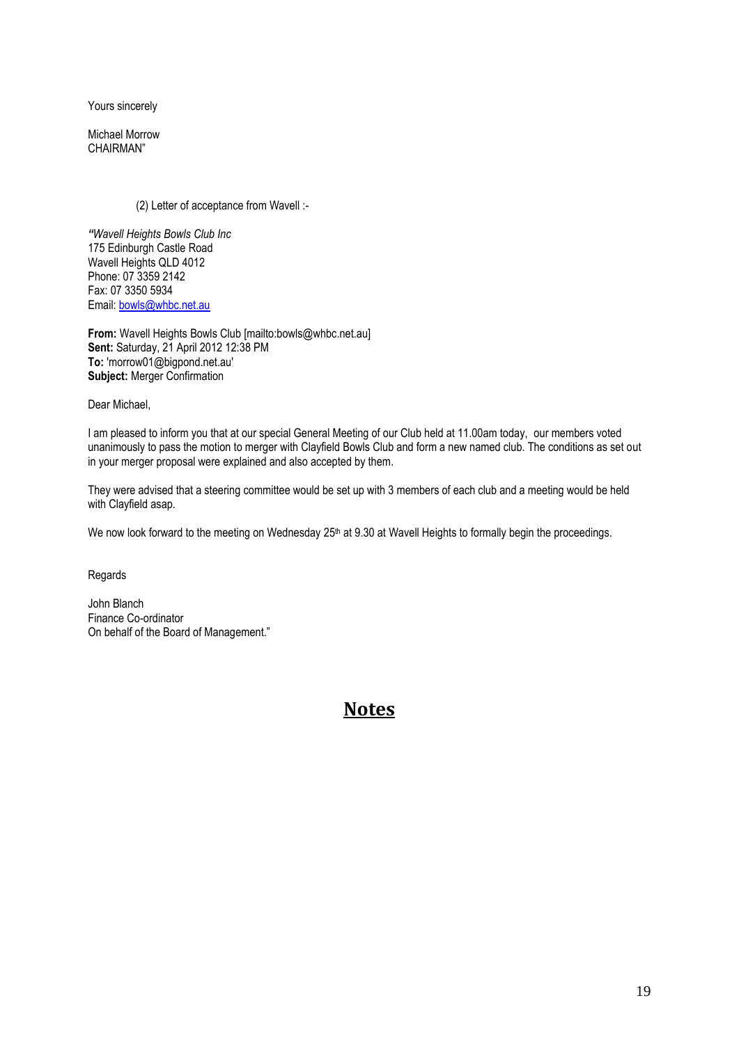Yours sincerely

Michael Morrow
CHAIRMAN"

(2) Letter of acceptance from Wavell :-

*"Wavell Heights Bowls Club Inc*
175 Edinburgh Castle Road
Wavell Heights QLD 4012
Phone: 07 3359 2142
Fax: 07 3350 5934
Email: bowls@whbc.net.au

**From:** Wavell Heights Bowls Club [mailto:bowls@whbc.net.au]
**Sent:** Saturday, 21 April 2012 12:38 PM
**To:** 'morrow01@bigpond.net.au'
**Subject:** Merger Confirmation

Dear Michael,

I am pleased to inform you that at our special General Meeting of our Club held at 11.00am today, our members voted unanimously to pass the motion to merger with Clayfield Bowls Club and form a new named club. The conditions as set out in your merger proposal were explained and also accepted by them.

They were advised that a steering committee would be set up with 3 members of each club and a meeting would be held with Clayfield asap.

We now look forward to the meeting on Wednesday 25th at 9.30 at Wavell Heights to formally begin the proceedings.

Regards

John Blanch
Finance Co-ordinator
On behalf of the Board of Management."

## Notes